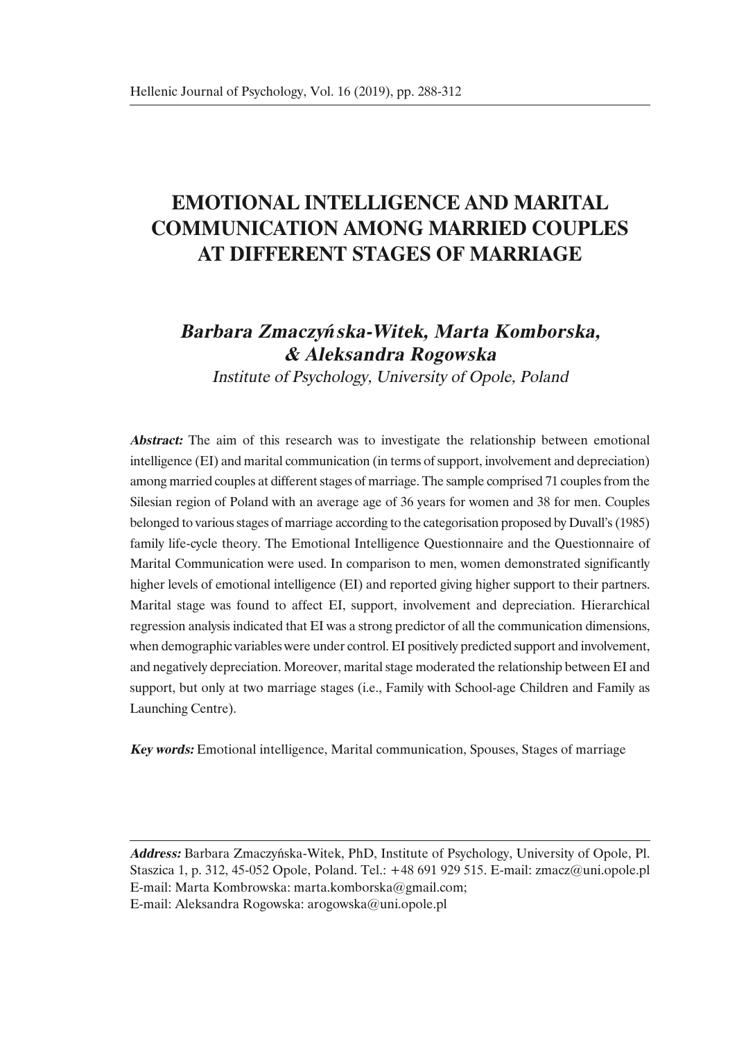# EMOTIONAL INTELLIGENCE AND MARITAL COMMUNICATION AMONG MARRIED COUPLES AT DIFFERENT STAGES OF MARRIAGE

## *Barbara Zmaczyńska-Witek, Marta Komborska, & Aleksandra Rogowska*

*Institute of Psychology, University of Opole, Poland*

***Abstract:*** The aim of this research was to investigate the relationship between emotional intelligence (EI) and marital communication (in terms of support, involvement and depreciation) among married couples at different stages of marriage. The sample comprised 71 couples from the Silesian region of Poland with an average age of 36 years for women and 38 for men. Couples belonged to various stages of marriage according to the categorisation proposed by Duvall's (1985) family life-cycle theory. The Emotional Intelligence Questionnaire and the Questionnaire of Marital Communication were used. In comparison to men, women demonstrated significantly higher levels of emotional intelligence (EI) and reported giving higher support to their partners. Marital stage was found to affect EI, support, involvement and depreciation. Hierarchical regression analysis indicated that EI was a strong predictor of all the communication dimensions, when demographic variables were under control. EI positively predicted support and involvement, and negatively depreciation. Moreover, marital stage moderated the relationship between EI and support, but only at two marriage stages (i.e., Family with School-age Children and Family as Launching Centre).

***Key words:*** Emotional intelligence, Marital communication, Spouses, Stages of marriage

---

***Address:*** Barbara Zmaczyńska-Witek, PhD, Institute of Psychology, University of Opole, Pl. Staszica 1, p. 312, 45-052 Opole, Poland. Tel.: +48 691 929 515. E-mail: zmacz@uni.opole.pl
E-mail: Marta Kombrowska: marta.komborska@gmail.com;
E-mail: Aleksandra Rogowska: arogowska@uni.opole.pl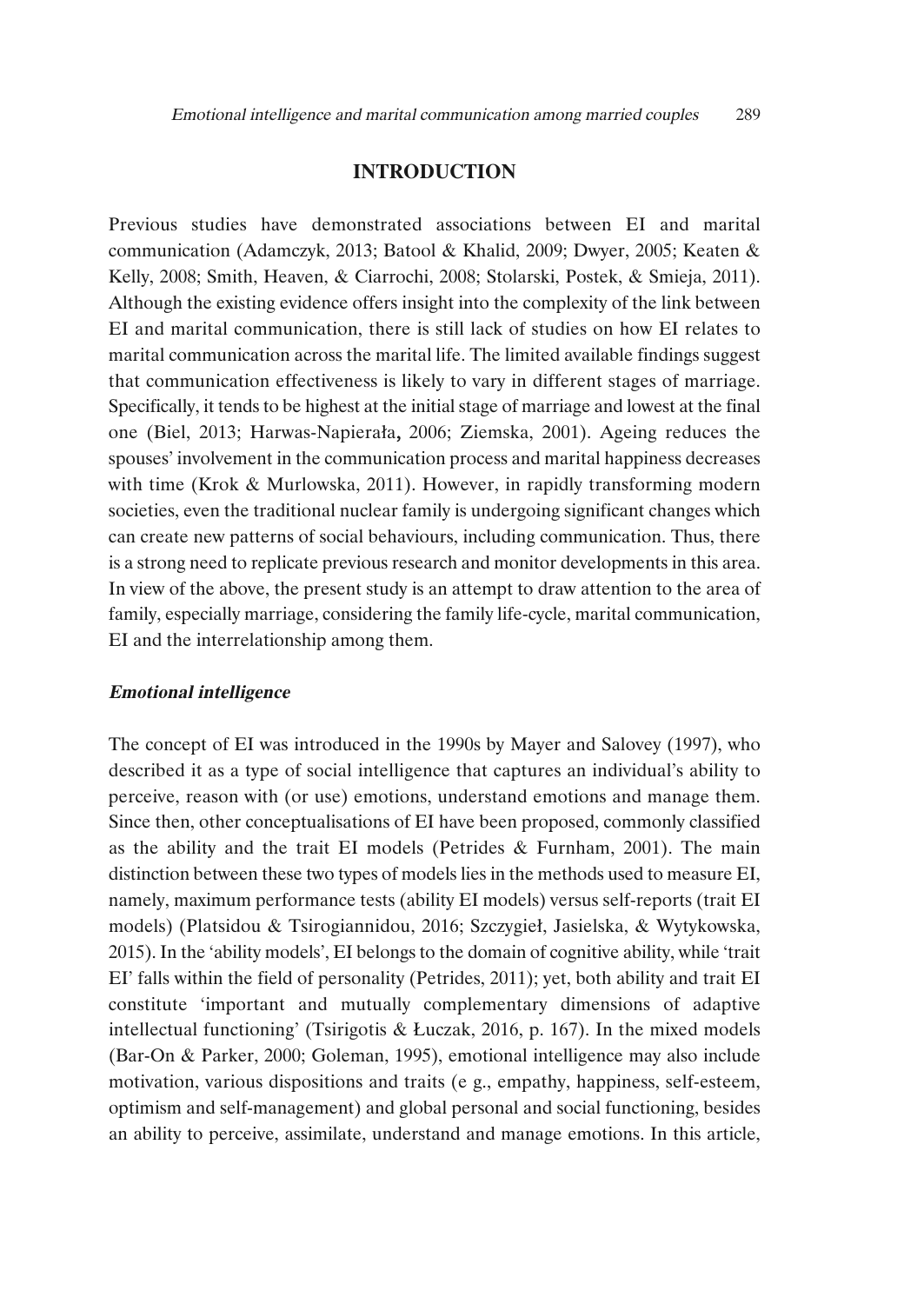## INTRODUCTION

Previous studies have demonstrated associations between EI and marital communication (Adamczyk, 2013; Batool & Khalid, 2009; Dwyer, 2005; Keaten & Kelly, 2008; Smith, Heaven, & Ciarrochi, 2008; Stolarski, Postek, & Smieja, 2011). Although the existing evidence offers insight into the complexity of the link between EI and marital communication, there is still lack of studies on how EI relates to marital communication across the marital life. The limited available findings suggest that communication effectiveness is likely to vary in different stages of marriage. Specifically, it tends to be highest at the initial stage of marriage and lowest at the final one (Biel, 2013; Harwas-Napierała, 2006; Ziemska, 2001). Ageing reduces the spouses' involvement in the communication process and marital happiness decreases with time (Krok & Murlowska, 2011). However, in rapidly transforming modern societies, even the traditional nuclear family is undergoing significant changes which can create new patterns of social behaviours, including communication. Thus, there is a strong need to replicate previous research and monitor developments in this area. In view of the above, the present study is an attempt to draw attention to the area of family, especially marriage, considering the family life-cycle, marital communication, EI and the interrelationship among them.

### *Emotional intelligence*

The concept of EI was introduced in the 1990s by Mayer and Salovey (1997), who described it as a type of social intelligence that captures an individual's ability to perceive, reason with (or use) emotions, understand emotions and manage them. Since then, other conceptualisations of EI have been proposed, commonly classified as the ability and the trait EI models (Petrides & Furnham, 2001). The main distinction between these two types of models lies in the methods used to measure EI, namely, maximum performance tests (ability EI models) versus self-reports (trait EI models) (Platsidou & Tsirogiannidou, 2016; Szczygieł, Jasielska, & Wytykowska, 2015). In the 'ability models', EI belongs to the domain of cognitive ability, while 'trait EI' falls within the field of personality (Petrides, 2011); yet, both ability and trait EI constitute 'important and mutually complementary dimensions of adaptive intellectual functioning' (Tsirigotis & Łuczak, 2016, p. 167). In the mixed models (Bar-On & Parker, 2000; Goleman, 1995), emotional intelligence may also include motivation, various dispositions and traits (e g., empathy, happiness, self-esteem, optimism and self-management) and global personal and social functioning, besides an ability to perceive, assimilate, understand and manage emotions. In this article,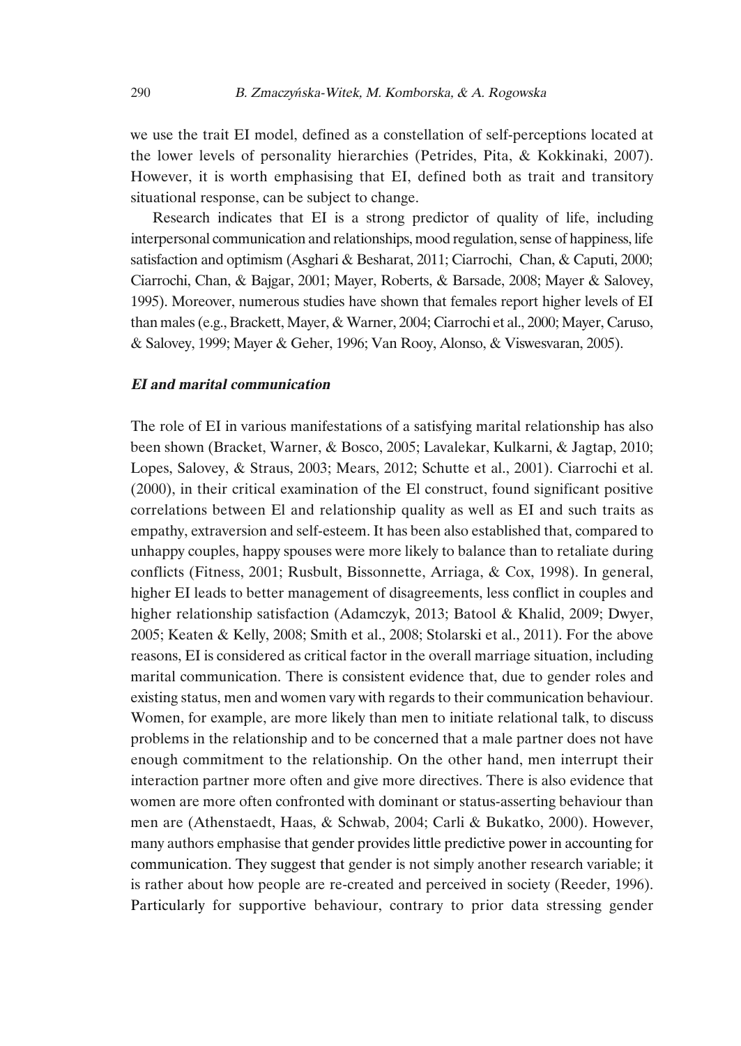we use the trait EI model, defined as a constellation of self-perceptions located at the lower levels of personality hierarchies (Petrides, Pita, & Kokkinaki, 2007). However, it is worth emphasising that EI, defined both as trait and transitory situational response, can be subject to change.

Research indicates that EI is a strong predictor of quality of life, including interpersonal communication and relationships, mood regulation, sense of happiness, life satisfaction and optimism (Asghari & Besharat, 2011; Ciarrochi, Chan, & Caputi, 2000; Ciarrochi, Chan, & Bajgar, 2001; Mayer, Roberts, & Barsade, 2008; Mayer & Salovey, 1995). Moreover, numerous studies have shown that females report higher levels of EI than males (e.g., Brackett, Mayer, & Warner, 2004; Ciarrochi et al., 2000; Mayer, Caruso, & Salovey, 1999; Mayer & Geher, 1996; Van Rooy, Alonso, & Viswesvaran, 2005).

### *EI and marital communication*

The role of EI in various manifestations of a satisfying marital relationship has also been shown (Bracket, Warner, & Bosco, 2005; Lavalekar, Kulkarni, & Jagtap, 2010; Lopes, Salovey, & Straus, 2003; Mears, 2012; Schutte et al., 2001). Ciarrochi et al. (2000), in their critical examination of the El construct, found significant positive correlations between El and relationship quality as well as EI and such traits as empathy, extraversion and self-esteem. It has been also established that, compared to unhappy couples, happy spouses were more likely to balance than to retaliate during conflicts (Fitness, 2001; Rusbult, Bissonnette, Arriaga, & Cox, 1998). In general, higher EI leads to better management of disagreements, less conflict in couples and higher relationship satisfaction (Adamczyk, 2013; Batool & Khalid, 2009; Dwyer, 2005; Keaten & Kelly, 2008; Smith et al., 2008; Stolarski et al., 2011). For the above reasons, EI is considered as critical factor in the overall marriage situation, including marital communication. There is consistent evidence that, due to gender roles and existing status, men and women vary with regards to their communication behaviour. Women, for example, are more likely than men to initiate relational talk, to discuss problems in the relationship and to be concerned that a male partner does not have enough commitment to the relationship. On the other hand, men interrupt their interaction partner more often and give more directives. There is also evidence that women are more often confronted with dominant or status-asserting behaviour than men are (Athenstaedt, Haas, & Schwab, 2004; Carli & Bukatko, 2000). However, many authors emphasise that gender provides little predictive power in accounting for communication. They suggest that gender is not simply another research variable; it is rather about how people are re-created and perceived in society (Reeder, 1996). Particularly for supportive behaviour, contrary to prior data stressing gender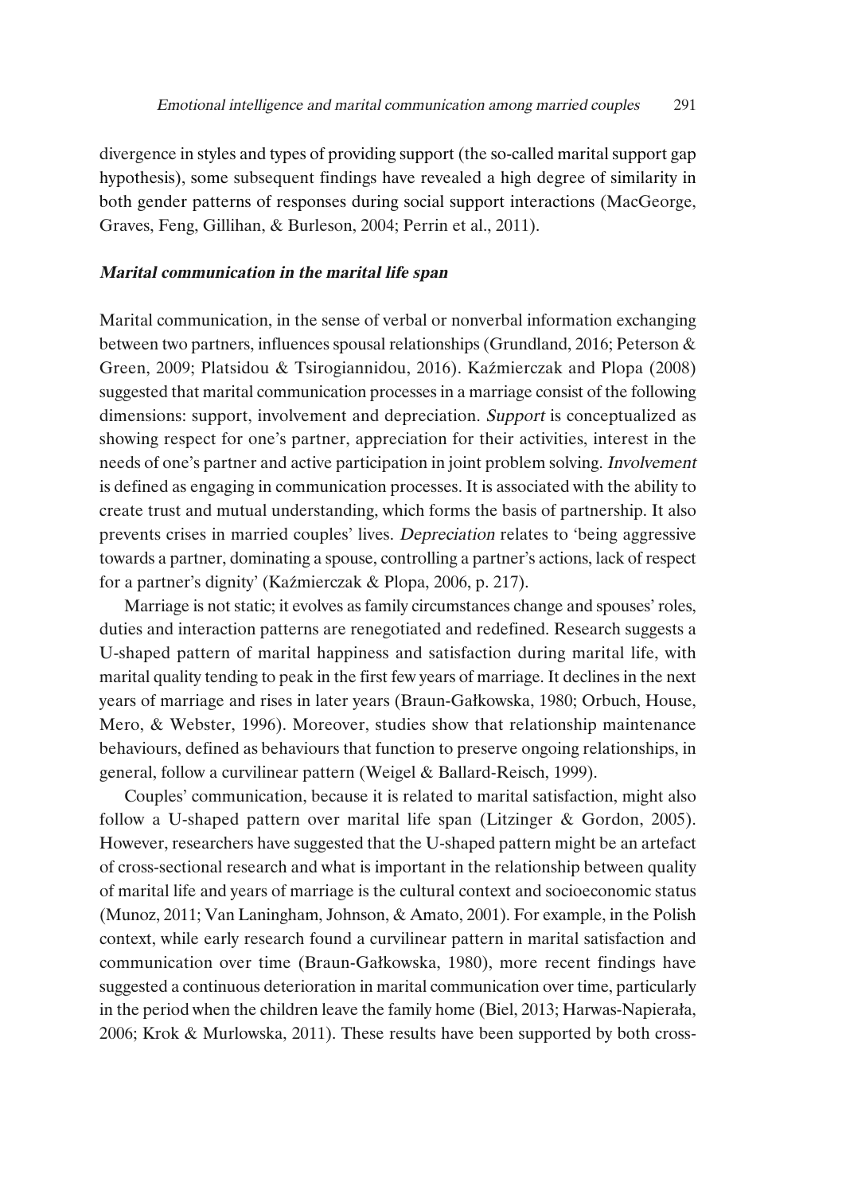divergence in styles and types of providing support (the so-called marital support gap hypothesis), some subsequent findings have revealed a high degree of similarity in both gender patterns of responses during social support interactions (MacGeorge, Graves, Feng, Gillihan, & Burleson, 2004; Perrin et al., 2011).

### *Marital communication in the marital life span*

Marital communication, in the sense of verbal or nonverbal information exchanging between two partners, influences spousal relationships (Grundland, 2016; Peterson & Green, 2009; Platsidou & Tsirogiannidou, 2016). Kaźmierczak and Plopa (2008) suggested that marital communication processes in a marriage consist of the following dimensions: support, involvement and depreciation. *Support* is conceptualized as showing respect for one's partner, appreciation for their activities, interest in the needs of one's partner and active participation in joint problem solving. *Involvement* is defined as engaging in communication processes. It is associated with the ability to create trust and mutual understanding, which forms the basis of partnership. It also prevents crises in married couples' lives. *Depreciation* relates to 'being aggressive towards a partner, dominating a spouse, controlling a partner's actions, lack of respect for a partner's dignity' (Kaźmierczak & Plopa, 2006, p. 217).

Marriage is not static; it evolves as family circumstances change and spouses' roles, duties and interaction patterns are renegotiated and redefined. Research suggests a U-shaped pattern of marital happiness and satisfaction during marital life, with marital quality tending to peak in the first few years of marriage. It declines in the next years of marriage and rises in later years (Braun-Gałkowska, 1980; Orbuch, House, Mero, & Webster, 1996). Moreover, studies show that relationship maintenance behaviours, defined as behaviours that function to preserve ongoing relationships, in general, follow a curvilinear pattern (Weigel & Ballard-Reisch, 1999).

Couples' communication, because it is related to marital satisfaction, might also follow a U-shaped pattern over marital life span (Litzinger & Gordon, 2005). However, researchers have suggested that the U-shaped pattern might be an artefact of cross-sectional research and what is important in the relationship between quality of marital life and years of marriage is the cultural context and socioeconomic status (Munoz, 2011; Van Laningham, Johnson, & Amato, 2001). For example, in the Polish context, while early research found a curvilinear pattern in marital satisfaction and communication over time (Braun-Gałkowska, 1980), more recent findings have suggested a continuous deterioration in marital communication over time, particularly in the period when the children leave the family home (Biel, 2013; Harwas-Napierała, 2006; Krok & Murlowska, 2011). These results have been supported by both cross-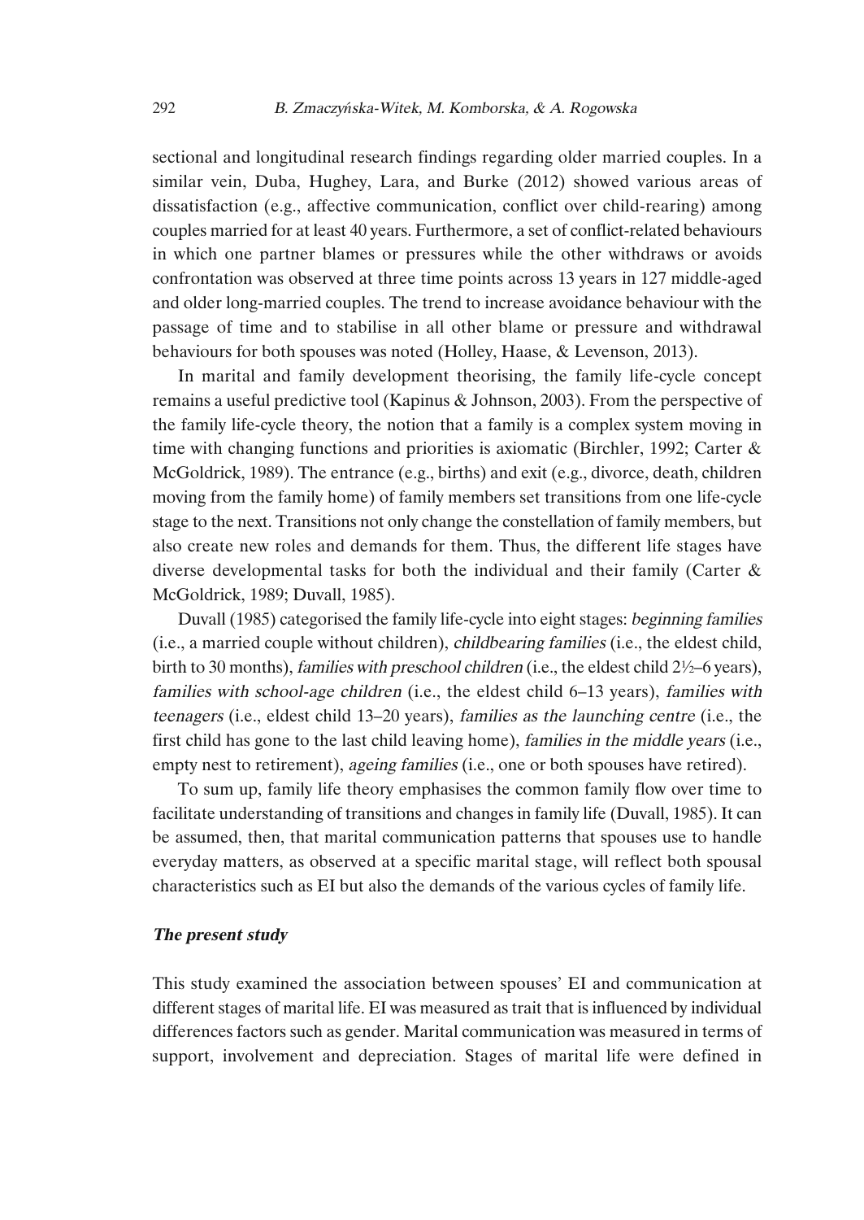sectional and longitudinal research findings regarding older married couples. In a similar vein, Duba, Hughey, Lara, and Burke (2012) showed various areas of dissatisfaction (e.g., affective communication, conflict over child-rearing) among couples married for at least 40 years. Furthermore, a set of conflict-related behaviours in which one partner blames or pressures while the other withdraws or avoids confrontation was observed at three time points across 13 years in 127 middle-aged and older long-married couples. The trend to increase avoidance behaviour with the passage of time and to stabilise in all other blame or pressure and withdrawal behaviours for both spouses was noted (Holley, Haase, & Levenson, 2013).

In marital and family development theorising, the family life-cycle concept remains a useful predictive tool (Kapinus & Johnson, 2003). From the perspective of the family life-cycle theory, the notion that a family is a complex system moving in time with changing functions and priorities is axiomatic (Birchler, 1992; Carter & McGoldrick, 1989). The entrance (e.g., births) and exit (e.g., divorce, death, children moving from the family home) of family members set transitions from one life-cycle stage to the next. Transitions not only change the constellation of family members, but also create new roles and demands for them. Thus, the different life stages have diverse developmental tasks for both the individual and their family (Carter & McGoldrick, 1989; Duvall, 1985).

Duvall (1985) categorised the family life-cycle into eight stages: *beginning families* (i.e., a married couple without children), *childbearing families* (i.e., the eldest child, birth to 30 months), *families with preschool children* (i.e., the eldest child 2½–6 years), *families with school-age children* (i.e., the eldest child 6–13 years), *families with teenagers* (i.e., eldest child 13–20 years), *families as the launching centre* (i.e., the first child has gone to the last child leaving home), *families in the middle years* (i.e., empty nest to retirement), *ageing families* (i.e., one or both spouses have retired).

To sum up, family life theory emphasises the common family flow over time to facilitate understanding of transitions and changes in family life (Duvall, 1985). It can be assumed, then, that marital communication patterns that spouses use to handle everyday matters, as observed at a specific marital stage, will reflect both spousal characteristics such as EI but also the demands of the various cycles of family life.

### *The present study*

This study examined the association between spouses' EI and communication at different stages of marital life. EI was measured as trait that is influenced by individual differences factors such as gender. Marital communication was measured in terms of support, involvement and depreciation. Stages of marital life were defined in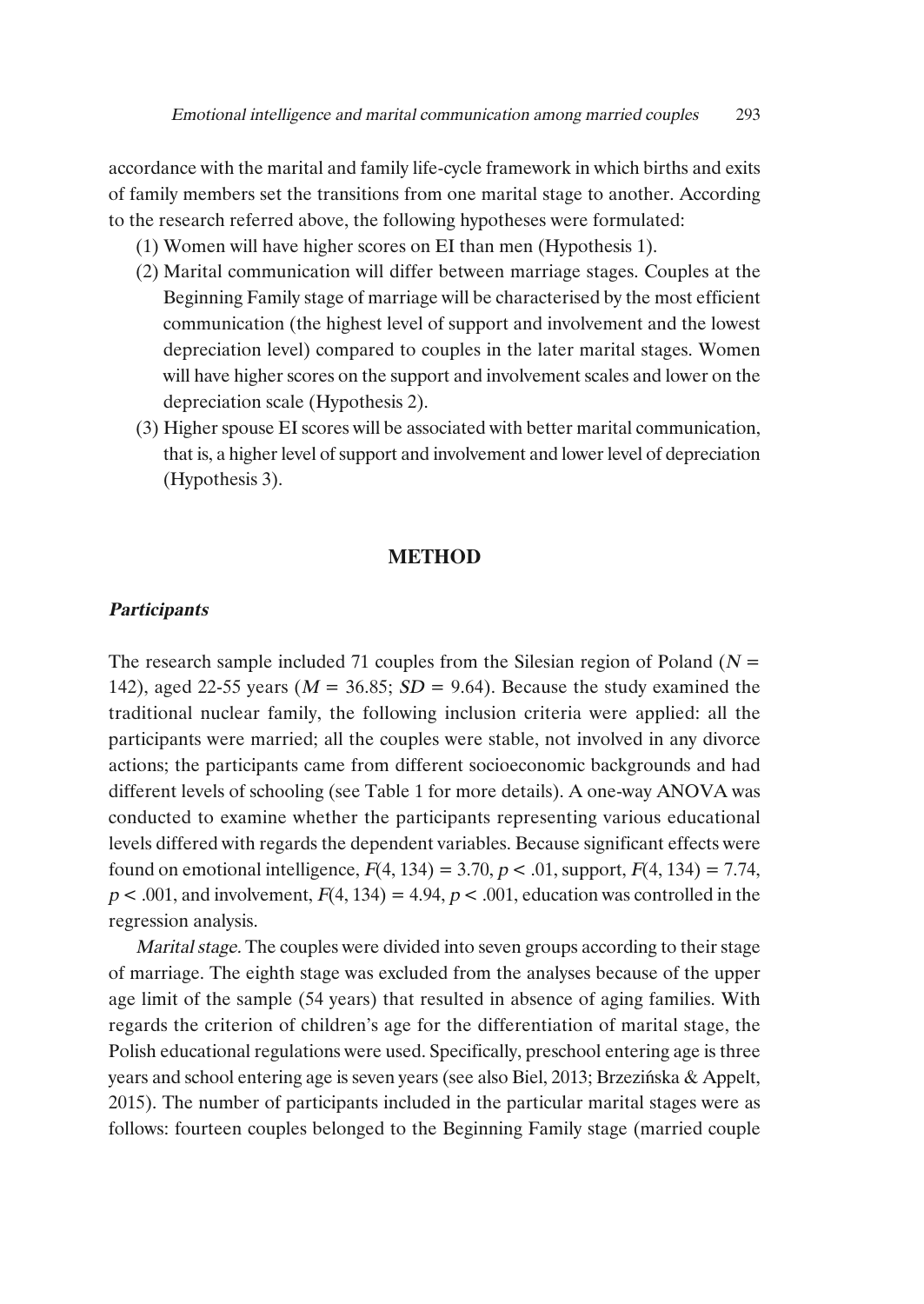accordance with the marital and family life-cycle framework in which births and exits of family members set the transitions from one marital stage to another. According to the research referred above, the following hypotheses were formulated:

(1) Women will have higher scores on EI than men (Hypothesis 1).

(2) Marital communication will differ between marriage stages. Couples at the Beginning Family stage of marriage will be characterised by the most efficient communication (the highest level of support and involvement and the lowest depreciation level) compared to couples in the later marital stages. Women will have higher scores on the support and involvement scales and lower on the depreciation scale (Hypothesis 2).

(3) Higher spouse EI scores will be associated with better marital communication, that is, a higher level of support and involvement and lower level of depreciation (Hypothesis 3).

## METHOD

### *Participants*

The research sample included 71 couples from the Silesian region of Poland ($N$ = 142), aged 22-55 years ($M$ = 36.85; $SD$ = 9.64). Because the study examined the traditional nuclear family, the following inclusion criteria were applied: all the participants were married; all the couples were stable, not involved in any divorce actions; the participants came from different socioeconomic backgrounds and had different levels of schooling (see Table 1 for more details). A one-way ANOVA was conducted to examine whether the participants representing various educational levels differed with regards the dependent variables. Because significant effects were found on emotional intelligence, $F(4, 134) = 3.70$, $p < .01$, support, $F(4, 134) = 7.74$, $p < .001$, and involvement, $F(4, 134) = 4.94$, $p < .001$, education was controlled in the regression analysis.

*Marital stage.* The couples were divided into seven groups according to their stage of marriage. The eighth stage was excluded from the analyses because of the upper age limit of the sample (54 years) that resulted in absence of aging families. With regards the criterion of children's age for the differentiation of marital stage, the Polish educational regulations were used. Specifically, preschool entering age is three years and school entering age is seven years (see also Biel, 2013; Brzezińska & Appelt, 2015). The number of participants included in the particular marital stages were as follows: fourteen couples belonged to the Beginning Family stage (married couple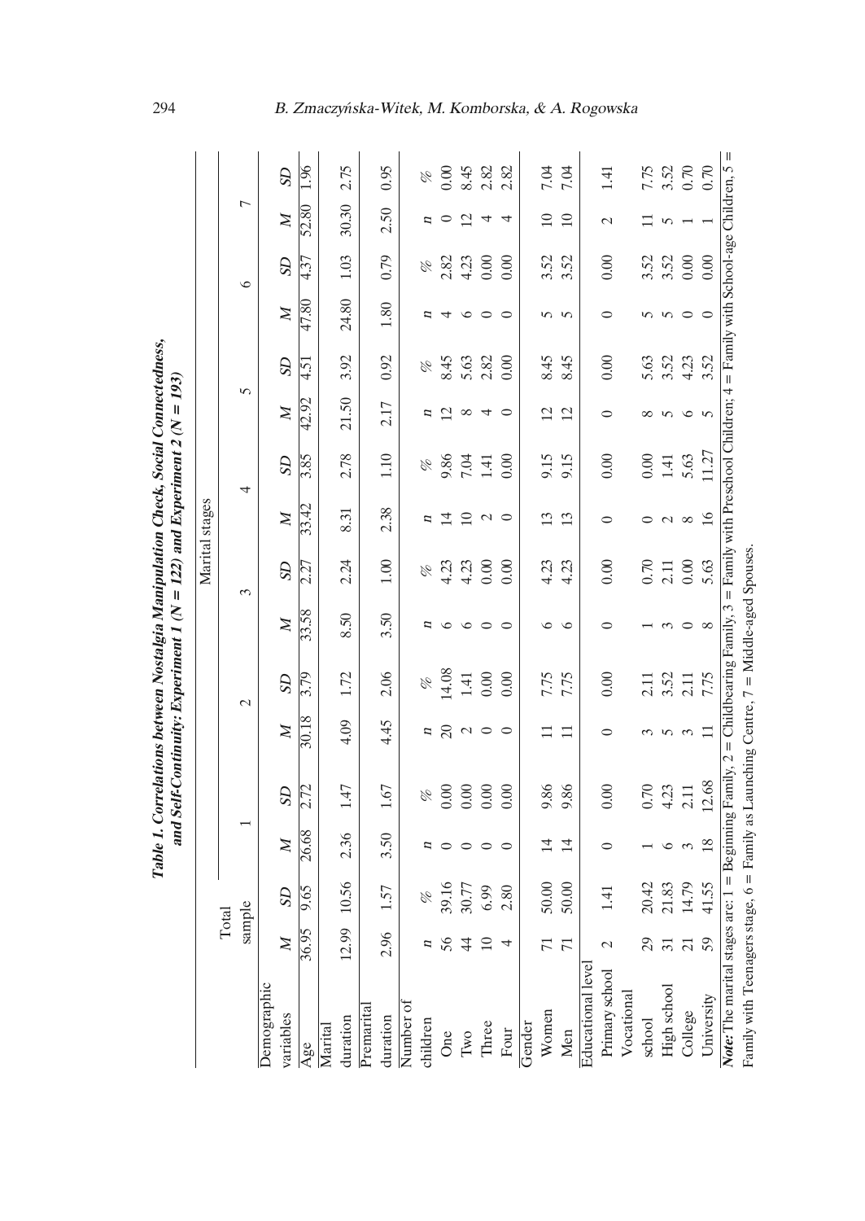**Table 1. Correlations between Nostalgia Manipulation Check, Social Connectedness, and Self-Continuity: Experiment 1 (N = 122) and Experiment 2 (N = 193)**

| Demographic variables | Total sample | | Marital stages | | | | | | | | | | | | | |
|---|---|---|---|---|---|---|---|---|---|---|---|---|---|---|---|---|
| | | | 1 | | 2 | | 3 | | 4 | | 5 | | 6 | | 7 | |
| | *M* | *SD* | *M* | *SD* | *M* | *SD* | *M* | *SD* | *M* | *SD* | *M* | *SD* | *M* | *SD* | *M* | *SD* |
| Age | 36.95 | 9.65 | 26.68 | 2.72 | 30.18 | 3.79 | 33.58 | 2.27 | 33.42 | 3.85 | 42.92 | 4.51 | 47.80 | 4.37 | 52.80 | 1.96 |
| Marital duration | 12.99 | 10.56 | 2.36 | 1.47 | 4.09 | 1.72 | 8.50 | 2.24 | 8.31 | 2.78 | 21.50 | 3.92 | 24.80 | 1.03 | 30.30 | 2.75 |
| Premarital duration | 2.96 | 1.57 | 3.50 | 1.67 | 4.45 | 2.06 | 3.50 | 1.00 | 2.38 | 1.10 | 2.17 | 0.92 | 1.80 | 0.79 | 2.50 | 0.95 |
| Number of children | *n* | % | *n* | % | *n* | % | *n* | % | *n* | % | *n* | % | *n* | % | *n* | % |
| One | 56 | 39.16 | 0 | 0.00 | 20 | 14.08 | 6 | 4.23 | 14 | 9.86 | 12 | 8.45 | 4 | 2.82 | 0 | 0.00 |
| Two | 44 | 30.77 | 0 | 0.00 | 2 | 1.41 | 6 | 4.23 | 10 | 7.04 | 8 | 5.63 | 6 | 4.23 | 12 | 8.45 |
| Three | 10 | 6.99 | 0 | 0.00 | 0 | 0.00 | 0 | 0.00 | 2 | 1.41 | 4 | 2.82 | 0 | 0.00 | 4 | 2.82 |
| Four | 4 | 2.80 | 0 | 0.00 | 0 | 0.00 | 0 | 0.00 | 0 | 0.00 | 0 | 0.00 | 0 | 0.00 | 4 | 2.82 |
| Gender | | | | | | | | | | | | | | | | |
| Women | 71 | 50.00 | 14 | 9.86 | 11 | 7.75 | 6 | 4.23 | 13 | 9.15 | 12 | 8.45 | 5 | 3.52 | 10 | 7.04 |
| Men | 71 | 50.00 | 14 | 9.86 | 11 | 7.75 | 6 | 4.23 | 13 | 9.15 | 12 | 8.45 | 5 | 3.52 | 10 | 7.04 |
| Educational level | | | | | | | | | | | | | | | | |
| Primary school | 2 | 1.41 | 0 | 0.00 | 0 | 0.00 | 0 | 0.00 | 0 | 0.00 | 0 | 0.00 | 0 | 0.00 | 2 | 1.41 |
| Vocational school | 29 | 20.42 | 1 | 0.70 | 3 | 2.11 | 1 | 0.70 | 0 | 0.00 | 8 | 5.63 | 5 | 3.52 | 11 | 7.75 |
| High school | 31 | 21.83 | 6 | 4.23 | 5 | 3.52 | 3 | 2.11 | 2 | 1.41 | 5 | 3.52 | 5 | 3.52 | 5 | 3.52 |
| College | 21 | 14.79 | 3 | 2.11 | 3 | 2.11 | 0 | 0.00 | 8 | 5.63 | 6 | 4.23 | 0 | 0.00 | 1 | 0.70 |
| University | 59 | 41.55 | 18 | 12.68 | 11 | 7.75 | 8 | 5.63 | 16 | 11.27 | 5 | 3.52 | 0 | 0.00 | 1 | 0.70 |

***Note:*** The marital stages are: 1 = Beginning Family, 2 = Childbearing Family, 3 = Family with Preschool Children; 4 = Family with School-age Children, 5 = Family with Teenagers stage, 6 = Family as Launching Centre, 7 = Middle-aged Spouses.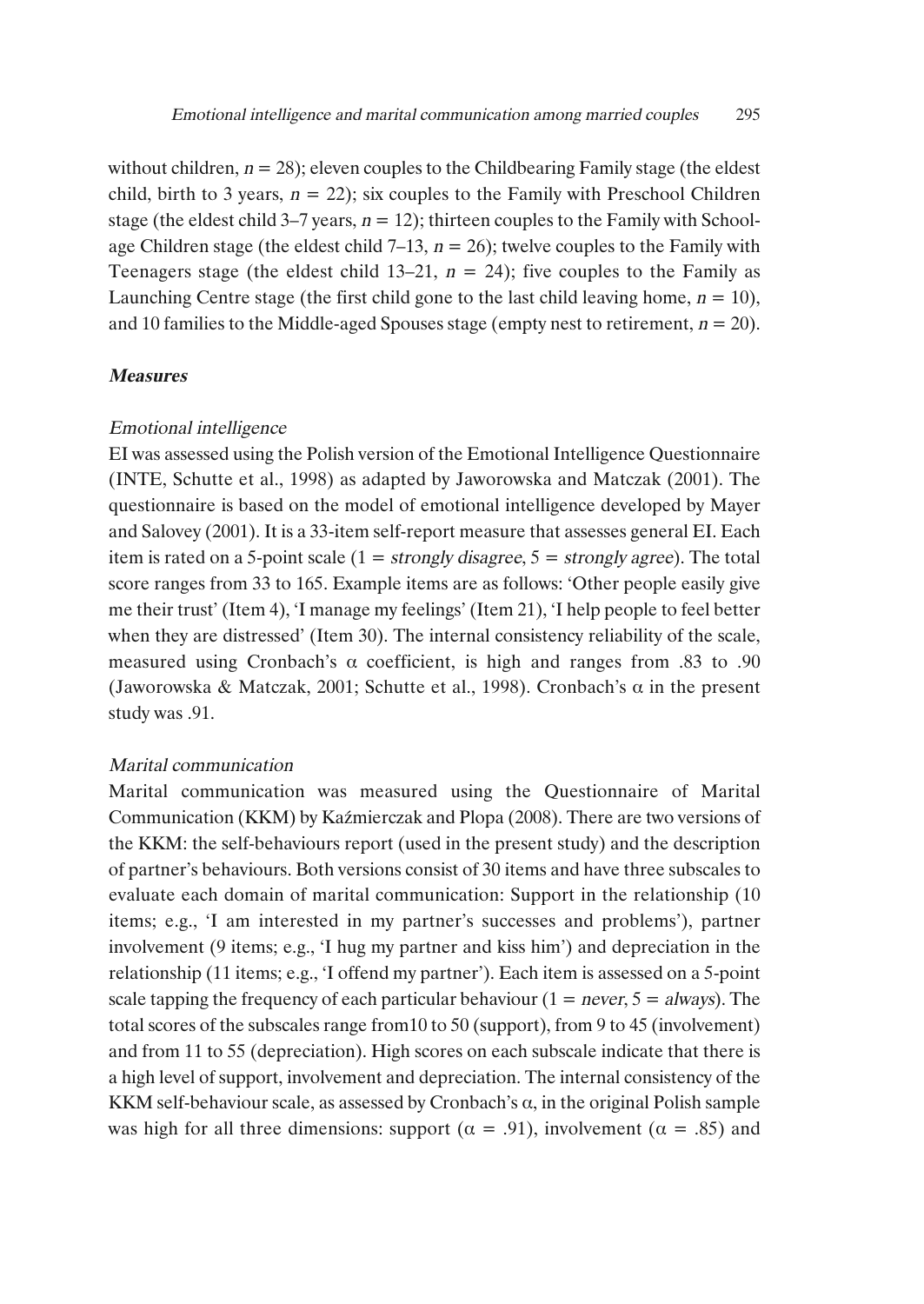without children, $n = 28$); eleven couples to the Childbearing Family stage (the eldest child, birth to 3 years, $n = 22$); six couples to the Family with Preschool Children stage (the eldest child 3–7 years, $n = 12$); thirteen couples to the Family with School-age Children stage (the eldest child 7–13, $n = 26$); twelve couples to the Family with Teenagers stage (the eldest child 13–21, $n = 24$); five couples to the Family as Launching Centre stage (the first child gone to the last child leaving home, $n = 10$), and 10 families to the Middle-aged Spouses stage (empty nest to retirement, $n = 20$).

### *Measures*

#### *Emotional intelligence*

EI was assessed using the Polish version of the Emotional Intelligence Questionnaire (INTE, Schutte et al., 1998) as adapted by Jaworowska and Matczak (2001). The questionnaire is based on the model of emotional intelligence developed by Mayer and Salovey (2001). It is a 33-item self-report measure that assesses general EI. Each item is rated on a 5-point scale (1 = *strongly disagree*, 5 = *strongly agree*). The total score ranges from 33 to 165. Example items are as follows: 'Other people easily give me their trust' (Item 4), 'I manage my feelings' (Item 21), 'I help people to feel better when they are distressed' (Item 30). The internal consistency reliability of the scale, measured using Cronbach's $\alpha$ coefficient, is high and ranges from .83 to .90 (Jaworowska & Matczak, 2001; Schutte et al., 1998). Cronbach's $\alpha$ in the present study was .91.

#### *Marital communication*

Marital communication was measured using the Questionnaire of Marital Communication (KKM) by Kaźmierczak and Plopa (2008). There are two versions of the KKM: the self-behaviours report (used in the present study) and the description of partner's behaviours. Both versions consist of 30 items and have three subscales to evaluate each domain of marital communication: Support in the relationship (10 items; e.g., 'I am interested in my partner's successes and problems'), partner involvement (9 items; e.g., 'I hug my partner and kiss him') and depreciation in the relationship (11 items; e.g., 'I offend my partner'). Each item is assessed on a 5-point scale tapping the frequency of each particular behaviour (1 = *never*, 5 = *always*). The total scores of the subscales range from10 to 50 (support), from 9 to 45 (involvement) and from 11 to 55 (depreciation). High scores on each subscale indicate that there is a high level of support, involvement and depreciation. The internal consistency of the KKM self-behaviour scale, as assessed by Cronbach's $\alpha$, in the original Polish sample was high for all three dimensions: support ($\alpha = .91$), involvement ($\alpha = .85$) and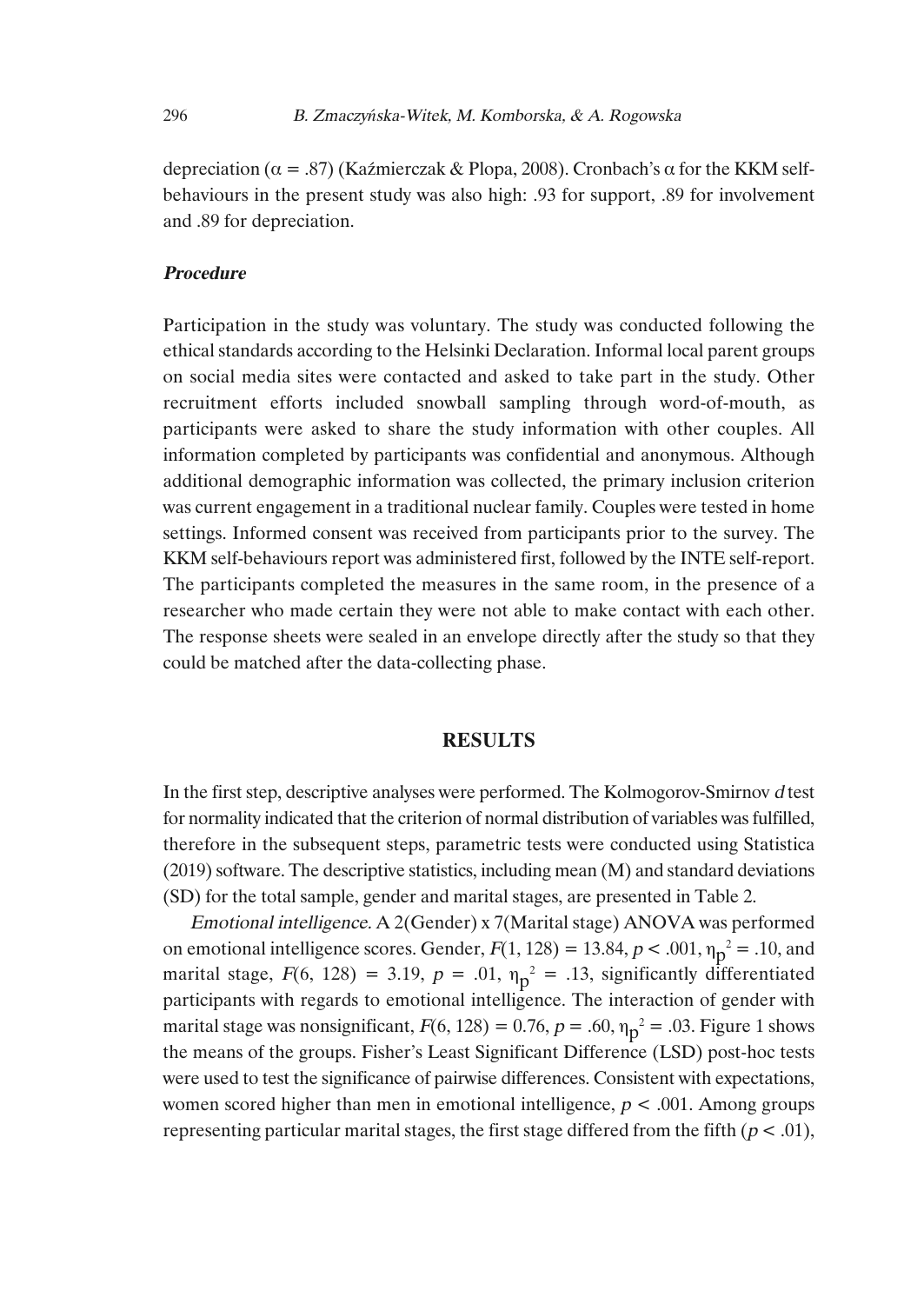depreciation ($\alpha$ = .87) (Kaźmierczak & Plopa, 2008). Cronbach's $\alpha$ for the KKM self-behaviours in the present study was also high: .93 for support, .89 for involvement and .89 for depreciation.

### *Procedure*

Participation in the study was voluntary. The study was conducted following the ethical standards according to the Helsinki Declaration. Informal local parent groups on social media sites were contacted and asked to take part in the study. Other recruitment efforts included snowball sampling through word-of-mouth, as participants were asked to share the study information with other couples. All information completed by participants was confidential and anonymous. Although additional demographic information was collected, the primary inclusion criterion was current engagement in a traditional nuclear family. Couples were tested in home settings. Informed consent was received from participants prior to the survey. The KKM self-behaviours report was administered first, followed by the INTE self-report. The participants completed the measures in the same room, in the presence of a researcher who made certain they were not able to make contact with each other. The response sheets were sealed in an envelope directly after the study so that they could be matched after the data-collecting phase.

## RESULTS

In the first step, descriptive analyses were performed. The Kolmogorov-Smirnov *d* test for normality indicated that the criterion of normal distribution of variables was fulfilled, therefore in the subsequent steps, parametric tests were conducted using Statistica (2019) software. The descriptive statistics, including mean (M) and standard deviations (SD) for the total sample, gender and marital stages, are presented in Table 2.

*Emotional intelligence.* A 2(Gender) x 7(Marital stage) ANOVA was performed on emotional intelligence scores. Gender, $F(1, 128) = 13.84$, $p < .001$, $\eta_p^2 = .10$, and marital stage, $F(6, 128) = 3.19$, $p = .01$, $\eta_p^2 = .13$, significantly differentiated participants with regards to emotional intelligence. The interaction of gender with marital stage was nonsignificant, $F(6, 128) = 0.76$, $p = .60$, $\eta_p^2 = .03$. Figure 1 shows the means of the groups. Fisher's Least Significant Difference (LSD) post-hoc tests were used to test the significance of pairwise differences. Consistent with expectations, women scored higher than men in emotional intelligence, $p < .001$. Among groups representing particular marital stages, the first stage differed from the fifth ($p < .01$),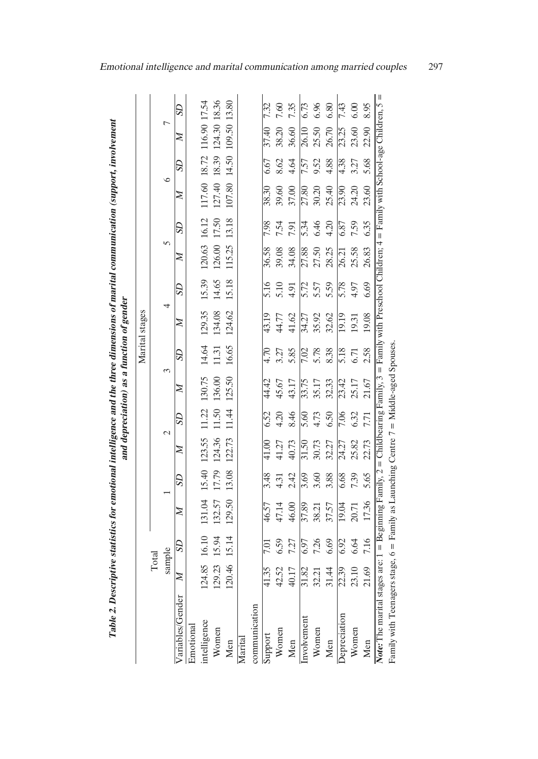**Table 2. Descriptive statistics for emotional intelligence and the three dimensions of marital communication (support, involvement and depreciation) as a function of gender**

| Variables/Gender | Total sample | | Marital stages | | | | | | | | | | | | | |
|---|---|---|---|---|---|---|---|---|---|---|---|---|---|---|---|---|
| | | | 1 | | 2 | | 3 | | 4 | | 5 | | 6 | | 7 | |
| | *M* | *SD* | *M* | *SD* | *M* | *SD* | *M* | *SD* | *M* | *SD* | *M* | *SD* | *M* | *SD* | *M* | *SD* |
| Emotional intelligence | 124.85 | 16.10 | 131.04 | 15.40 | 123.55 | 11.22 | 130.75 | 14.64 | 129.35 | 15.39 | 120.63 | 16.12 | 117.60 | 18.72 | 116.90 | 17.54 |
| Women | 129.23 | 15.94 | 132.57 | 17.79 | 124.36 | 11.50 | 136.00 | 11.31 | 134.08 | 14.65 | 126.00 | 17.50 | 127.40 | 18.39 | 124.30 | 18.36 |
| Men | 120.46 | 15.14 | 129.50 | 13.08 | 122.73 | 11.44 | 125.50 | 16.65 | 124.62 | 15.18 | 115.25 | 13.18 | 107.80 | 14.50 | 109.50 | 13.80 |
| Marital communication | | | | | | | | | | | | | | | | |
| Support | 41.35 | 7.01 | 46.57 | 3.48 | 41.00 | 6.52 | 44.42 | 4.70 | 43.19 | 5.16 | 36.58 | 7.98 | 38.30 | 6.67 | 37.40 | 7.32 |
| Women | 42.52 | 6.59 | 47.14 | 4.31 | 41.27 | 4.20 | 45.67 | 3.27 | 44.77 | 5.10 | 39.08 | 7.54 | 39.60 | 8.62 | 38.20 | 7.60 |
| Men | 40.17 | 7.27 | 46.00 | 2.42 | 40.73 | 8.46 | 43.17 | 5.85 | 41.62 | 4.91 | 34.08 | 7.91 | 37.00 | 4.64 | 36.60 | 7.35 |
| Involvement | 31.82 | 6.97 | 37.89 | 3.69 | 31.50 | 5.60 | 33.75 | 7.02 | 34.27 | 5.72 | 27.88 | 5.34 | 27.80 | 7.57 | 26.10 | 6.73 |
| Women | 32.21 | 7.26 | 38.21 | 3.60 | 30.73 | 4.73 | 35.17 | 5.78 | 35.92 | 5.57 | 27.50 | 6.46 | 30.20 | 9.52 | 25.50 | 6.96 |
| Men | 31.44 | 6.69 | 37.57 | 3.88 | 32.27 | 6.50 | 32.33 | 8.38 | 32.62 | 5.59 | 28.25 | 4.20 | 25.40 | 4.88 | 26.70 | 6.80 |
| Depreciation | 22.39 | 6.92 | 19.04 | 6.68 | 24.27 | 7.06 | 23.42 | 5.18 | 19.19 | 5.78 | 26.21 | 6.87 | 23.90 | 4.38 | 23.25 | 7.43 |
| Women | 23.10 | 6.64 | 20.71 | 7.39 | 25.82 | 6.32 | 25.17 | 6.71 | 19.31 | 4.97 | 25.58 | 7.59 | 24.20 | 3.27 | 23.60 | 6.00 |
| Men | 21.69 | 7.16 | 17.36 | 5.65 | 22.73 | 7.71 | 21.67 | 2.58 | 19.08 | 6.69 | 26.83 | 6.35 | 23.60 | 5.68 | 22.90 | 8.95 |

***Note:*** The marital stages are: 1 = Beginning Family, 2 = Childbearing Family, 3 = Family with Preschool Children; 4 = Family with School-age Children, 5 = Family with Teenagers stage, 6 = Family as Launching Centre 7 = Middle-aged Spouses.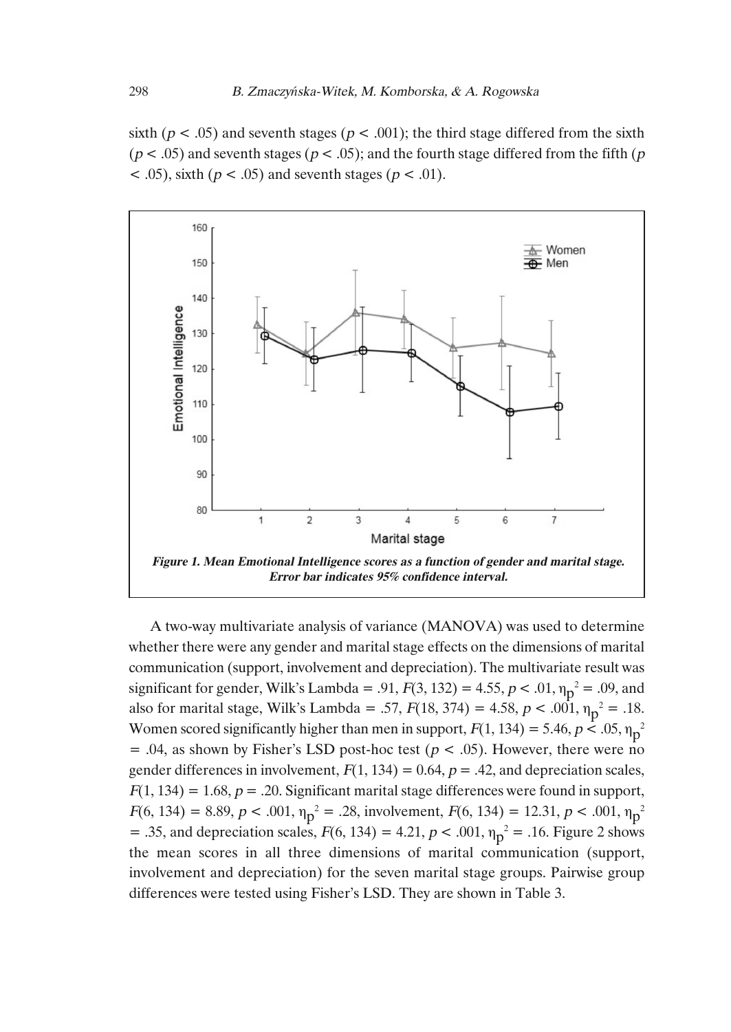sixth ($p < .05$) and seventh stages ($p < .001$); the third stage differed from the sixth ($p < .05$) and seventh stages ($p < .05$); and the fourth stage differed from the fifth ($p < .05$), sixth ($p < .05$) and seventh stages ($p < .01$).

***Figure 1. Mean Emotional Intelligence scores as a function of gender and marital stage. Error bar indicates 95% confidence interval.***

A two-way multivariate analysis of variance (MANOVA) was used to determine whether there were any gender and marital stage effects on the dimensions of marital communication (support, involvement and depreciation). The multivariate result was significant for gender, Wilk's Lambda = .91, $F(3, 132) = 4.55$, $p < .01$, $\eta_p^2 = .09$, and also for marital stage, Wilk's Lambda = .57, $F(18, 374) = 4.58$, $p < .001$, $\eta_p^2 = .18$. Women scored significantly higher than men in support, $F(1, 134) = 5.46$, $p < .05$, $\eta_p^2 = .04$, as shown by Fisher's LSD post-hoc test ($p < .05$). However, there were no gender differences in involvement, $F(1, 134) = 0.64$, $p = .42$, and depreciation scales, $F(1, 134) = 1.68$, $p = .20$. Significant marital stage differences were found in support, $F(6, 134) = 8.89$, $p < .001$, $\eta_p^2 = .28$, involvement, $F(6, 134) = 12.31$, $p < .001$, $\eta_p^2 = .35$, and depreciation scales, $F(6, 134) = 4.21$, $p < .001$, $\eta_p^2 = .16$. Figure 2 shows the mean scores in all three dimensions of marital communication (support, involvement and depreciation) for the seven marital stage groups. Pairwise group differences were tested using Fisher's LSD. They are shown in Table 3.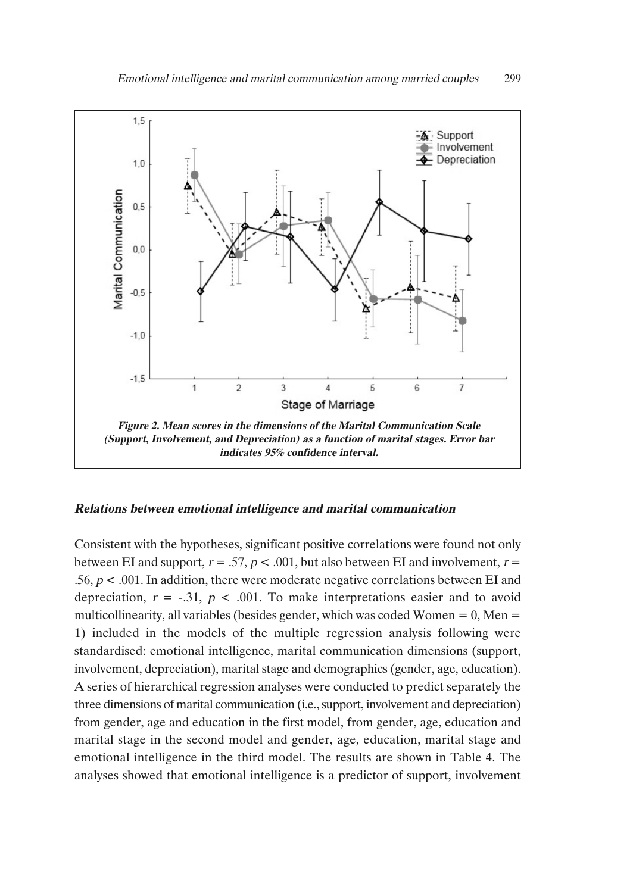*Figure 2. Mean scores in the dimensions of the Marital Communication Scale (Support, Involvement, and Depreciation) as a function of marital stages. Error bar indicates 95% confidence interval.*

### *Relations between emotional intelligence and marital communication*

Consistent with the hypotheses, significant positive correlations were found not only between EI and support, $r = .57$, $p < .001$, but also between EI and involvement, $r = .56$, $p < .001$. In addition, there were moderate negative correlations between EI and depreciation, $r = -.31$, $p < .001$. To make interpretations easier and to avoid multicollinearity, all variables (besides gender, which was coded Women = 0, Men = 1) included in the models of the multiple regression analysis following were standardised: emotional intelligence, marital communication dimensions (support, involvement, depreciation), marital stage and demographics (gender, age, education). A series of hierarchical regression analyses were conducted to predict separately the three dimensions of marital communication (i.e., support, involvement and depreciation) from gender, age and education in the first model, from gender, age, education and marital stage in the second model and gender, age, education, marital stage and emotional intelligence in the third model. The results are shown in Table 4. The analyses showed that emotional intelligence is a predictor of support, involvement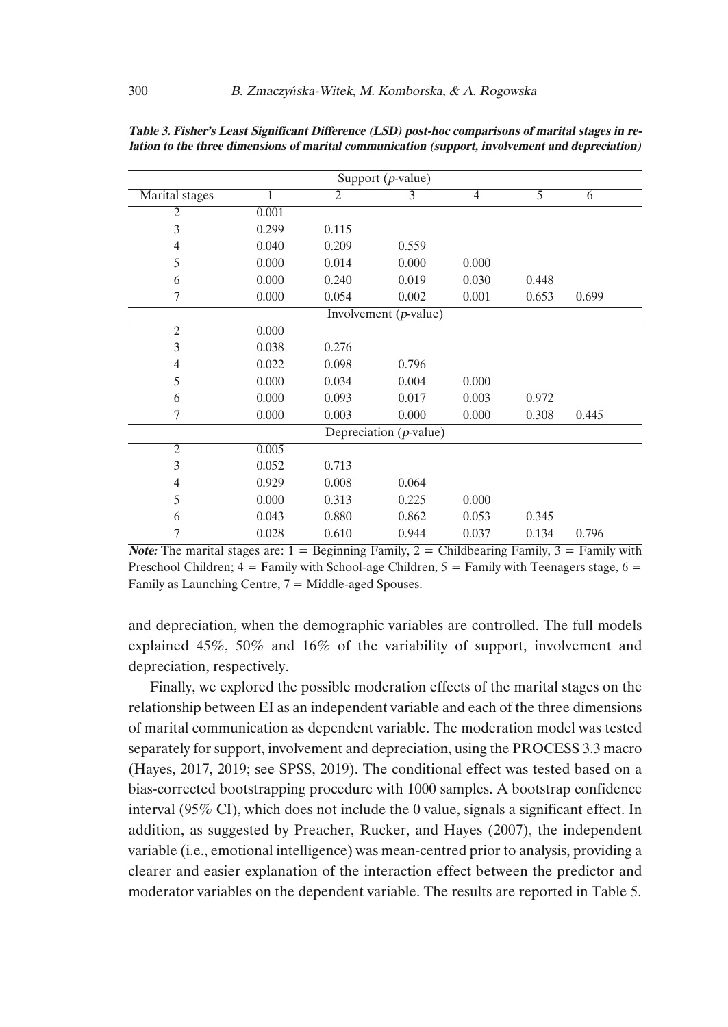***Table 3. Fisher's Least Significant Difference (LSD) post-hoc comparisons of marital stages in relation to the three dimensions of marital communication (support, involvement and depreciation)***

| Marital stages | 1 | 2 | 3 | 4 | 5 | 6 |
|---|---|---|---|---|---|---|
| | | | Support (*p*-value) | | | |
| 2 | 0.001 | | | | | |
| 3 | 0.299 | 0.115 | | | | |
| 4 | 0.040 | 0.209 | 0.559 | | | |
| 5 | 0.000 | 0.014 | 0.000 | 0.000 | | |
| 6 | 0.000 | 0.240 | 0.019 | 0.030 | 0.448 | |
| 7 | 0.000 | 0.054 | 0.002 | 0.001 | 0.653 | 0.699 |
| | | | Involvement (*p*-value) | | | |
| 2 | 0.000 | | | | | |
| 3 | 0.038 | 0.276 | | | | |
| 4 | 0.022 | 0.098 | 0.796 | | | |
| 5 | 0.000 | 0.034 | 0.004 | 0.000 | | |
| 6 | 0.000 | 0.093 | 0.017 | 0.003 | 0.972 | |
| 7 | 0.000 | 0.003 | 0.000 | 0.000 | 0.308 | 0.445 |
| | | | Depreciation (*p*-value) | | | |
| 2 | 0.005 | | | | | |
| 3 | 0.052 | 0.713 | | | | |
| 4 | 0.929 | 0.008 | 0.064 | | | |
| 5 | 0.000 | 0.313 | 0.225 | 0.000 | | |
| 6 | 0.043 | 0.880 | 0.862 | 0.053 | 0.345 | |
| 7 | 0.028 | 0.610 | 0.944 | 0.037 | 0.134 | 0.796 |

***Note:*** The marital stages are: 1 = Beginning Family, 2 = Childbearing Family, 3 = Family with Preschool Children; 4 = Family with School-age Children, 5 = Family with Teenagers stage, 6 = Family as Launching Centre, 7 = Middle-aged Spouses.

and depreciation, when the demographic variables are controlled. The full models explained 45%, 50% and 16% of the variability of support, involvement and depreciation, respectively.

Finally, we explored the possible moderation effects of the marital stages on the relationship between EI as an independent variable and each of the three dimensions of marital communication as dependent variable. The moderation model was tested separately for support, involvement and depreciation, using the PROCESS 3.3 macro (Hayes, 2017, 2019; see SPSS, 2019). The conditional effect was tested based on a bias-corrected bootstrapping procedure with 1000 samples. A bootstrap confidence interval (95% CI), which does not include the 0 value, signals a significant effect. In addition, as suggested by Preacher, Rucker, and Hayes (2007), the independent variable (i.e., emotional intelligence) was mean-centred prior to analysis, providing a clearer and easier explanation of the interaction effect between the predictor and moderator variables on the dependent variable. The results are reported in Table 5.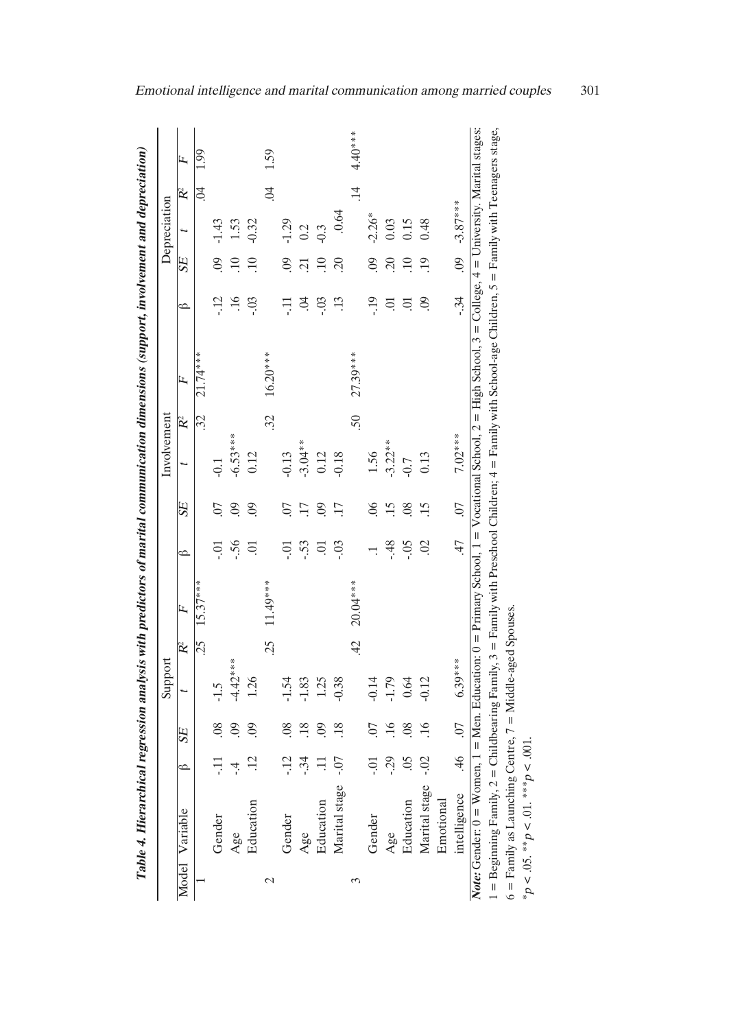**Table 4. Hierarchical regression analysis with predictors of marital communication dimensions (support, involvement and depreciation)**

| Model | Variable | Support | | | | | Involvement | | | | | Depreciation | | | | |
|---|---|---|---|---|---|---|---|---|---|---|---|---|---|---|---|---|
| | | β | *SE* | *t* | $R^2$ | *F* | β | *SE* | *t* | $R^2$ | *F* | β | *SE* | *t* | $R^2$ | *F* |
| 1 | | | | | .25 | 15.37*** | | | | .32 | 21.74*** | | | | .04 | 1.99 |
| | Gender | -.11 | .08 | -1.5 | | | -.01 | .07 | -0.1 | | | -.12 | .09 | -1.43 | | |
| | Age | -.4 | .09 | -4.42*** | | | -.56 | .09 | -6.53*** | | | .16 | .10 | 1.53 | | |
| | Education | .12 | .09 | 1.26 | | | .01 | .09 | 0.12 | | | -.03 | .10 | -0.32 | | |
| 2 | | | | | .25 | 11.49*** | | | | .32 | 16.20*** | | | | .04 | 1.59 |
| | Gender | -.12 | .08 | -1.54 | | | -.01 | .07 | -0.13 | | | -.11 | .09 | -1.29 | | |
| | Age | -.34 | .18 | -1.83 | | | -.53 | .17 | -3.04** | | | .04 | .21 | 0.2 | | |
| | Education | .11 | .09 | 1.25 | | | .01 | .09 | 0.12 | | | -.03 | .10 | -0.3 | | |
| | Marital stage | -.07 | .18 | -0.38 | | | -.03 | .17 | -0.18 | | | .13 | .20 | .0.64 | | |
| 3 | | | | | .42 | 20.04*** | | | | .50 | 27.39*** | | | | .14 | 4.40*** |
| | Gender | -.01 | .07 | -0.14 | | | .1 | .06 | 1.56 | | | -.19 | .09 | -2.26* | | |
| | Age | -.29 | .16 | -1.79 | | | -.48 | .15 | -3.22** | | | .01 | .20 | 0.03 | | |
| | Education | .05 | .08 | 0.64 | | | -.05 | .08 | -0.7 | | | .01 | .10 | 0.15 | | |
| | Marital stage | -.02 | .16 | -0.12 | | | .02 | .15 | 0.13 | | | .09 | .19 | 0.48 | | |
| | Emotional intelligence | .46 | .07 | 6.39*** | | | .47 | .07 | 7.02*** | | | -.34 | .09 | -3.87*** | | |

***Note:*** Gender: 0 = Women, 1 = Men. Education: 0 = Primary School, 1 = Vocational School, 2 = High School, 3 = College, 4 = University. Marital stages: 1 = Beginning Family, 2 = Childbearing Family, 3 = Family with Preschool Children; 4 = Family with School-age Children, 5 = Family with Teenagers stage, 6 = Family as Launching Centre, 7 = Middle-aged Spouses.

$^{*}p < .05$. $^{**}p < .01$. $^{***}p < .001$.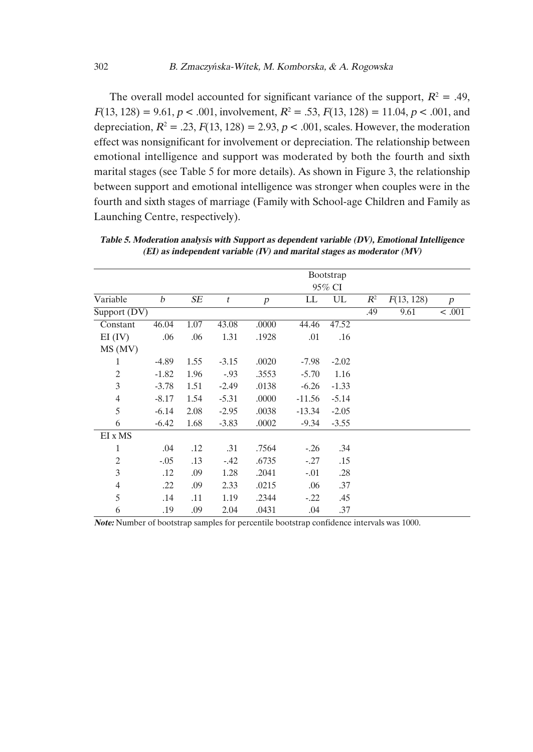The overall model accounted for significant variance of the support, $R^2 = .49$, $F(13, 128) = 9.61$, $p < .001$, involvement, $R^2 = .53$, $F(13, 128) = 11.04$, $p < .001$, and depreciation, $R^2 = .23$, $F(13, 128) = 2.93$, $p < .001$, scales. However, the moderation effect was nonsignificant for involvement or depreciation. The relationship between emotional intelligence and support was moderated by both the fourth and sixth marital stages (see Table 5 for more details). As shown in Figure 3, the relationship between support and emotional intelligence was stronger when couples were in the fourth and sixth stages of marriage (Family with School-age Children and Family as Launching Centre, respectively).

***Table 5. Moderation analysis with Support as dependent variable (DV), Emotional Intelligence (EI) as independent variable (IV) and marital stages as moderator (MV)***

| | | | | | Bootstrap 95% CI | | | | |
|---|---|---|---|---|---|---|---|---|---|
| Variable | *b* | *SE* | *t* | *p* | LL | UL | $R^2$ | $F(13, 128)$ | *p* |
| Support (DV) | | | | | | | .49 | 9.61 | < .001 |
| Constant | 46.04 | 1.07 | 43.08 | .0000 | 44.46 | 47.52 | | | |
| EI (IV) | .06 | .06 | 1.31 | .1928 | .01 | .16 | | | |
| MS (MV) | | | | | | | | | |
| 1 | -4.89 | 1.55 | -3.15 | .0020 | -7.98 | -2.02 | | | |
| 2 | -1.82 | 1.96 | -.93 | .3553 | -5.70 | 1.16 | | | |
| 3 | -3.78 | 1.51 | -2.49 | .0138 | -6.26 | -1.33 | | | |
| 4 | -8.17 | 1.54 | -5.31 | .0000 | -11.56 | -5.14 | | | |
| 5 | -6.14 | 2.08 | -2.95 | .0038 | -13.34 | -2.05 | | | |
| 6 | -6.42 | 1.68 | -3.83 | .0002 | -9.34 | -3.55 | | | |
| EI x MS | | | | | | | | | |
| 1 | .04 | .12 | .31 | .7564 | -.26 | .34 | | | |
| 2 | -.05 | .13 | -.42 | .6735 | -.27 | .15 | | | |
| 3 | .12 | .09 | 1.28 | .2041 | -.01 | .28 | | | |
| 4 | .22 | .09 | 2.33 | .0215 | .06 | .37 | | | |
| 5 | .14 | .11 | 1.19 | .2344 | -.22 | .45 | | | |
| 6 | .19 | .09 | 2.04 | .0431 | .04 | .37 | | | |

***Note:*** Number of bootstrap samples for percentile bootstrap confidence intervals was 1000.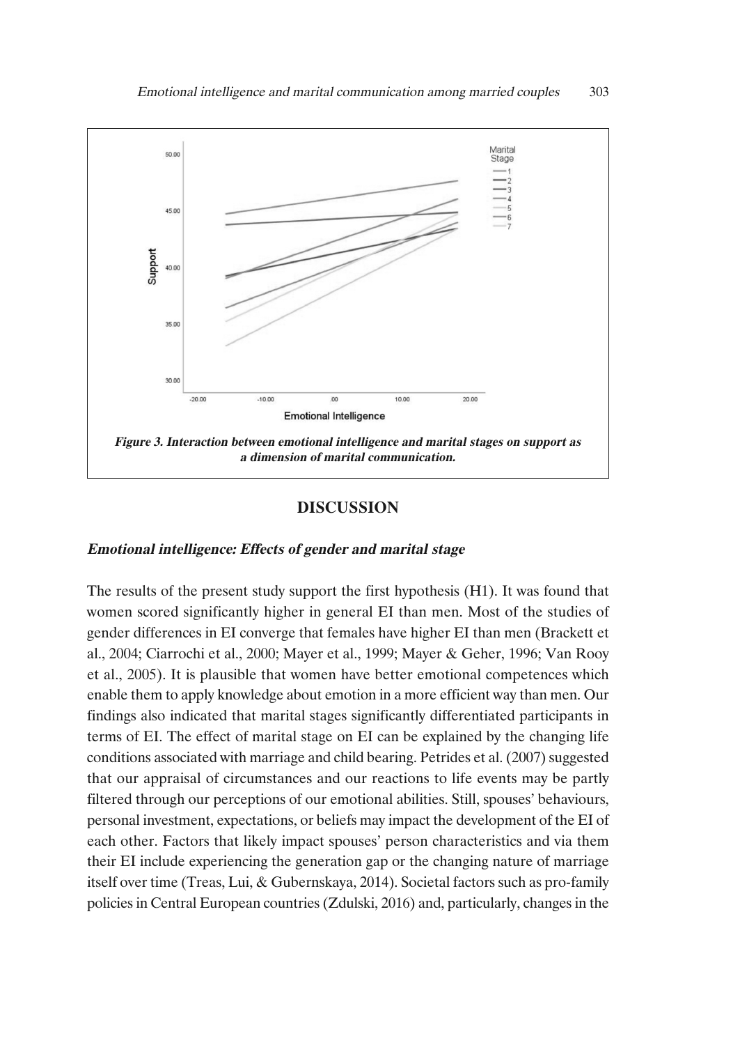*Figure 3. Interaction between emotional intelligence and marital stages on support as a dimension of marital communication.*

## DISCUSSION

### *Emotional intelligence: Effects of gender and marital stage*

The results of the present study support the first hypothesis (H1). It was found that women scored significantly higher in general EI than men. Most of the studies of gender differences in EI converge that females have higher EI than men (Brackett et al., 2004; Ciarrochi et al., 2000; Mayer et al., 1999; Mayer & Geher, 1996; Van Rooy et al., 2005). It is plausible that women have better emotional competences which enable them to apply knowledge about emotion in a more efficient way than men. Our findings also indicated that marital stages significantly differentiated participants in terms of EI. The effect of marital stage on EI can be explained by the changing life conditions associated with marriage and child bearing. Petrides et al. (2007) suggested that our appraisal of circumstances and our reactions to life events may be partly filtered through our perceptions of our emotional abilities. Still, spouses' behaviours, personal investment, expectations, or beliefs may impact the development of the EI of each other. Factors that likely impact spouses' person characteristics and via them their EI include experiencing the generation gap or the changing nature of marriage itself over time (Treas, Lui, & Gubernskaya, 2014). Societal factors such as pro-family policies in Central European countries (Zdulski, 2016) and, particularly, changes in the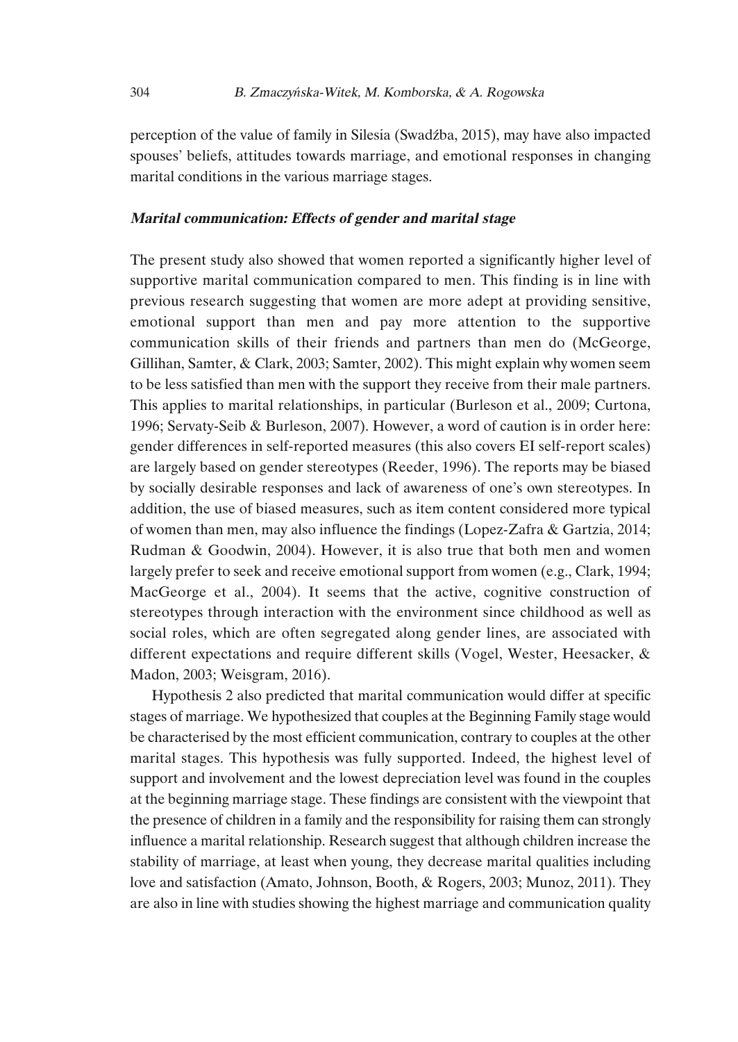perception of the value of family in Silesia (Swadźba, 2015), may have also impacted spouses' beliefs, attitudes towards marriage, and emotional responses in changing marital conditions in the various marriage stages.

### *Marital communication: Effects of gender and marital stage*

The present study also showed that women reported a significantly higher level of supportive marital communication compared to men. This finding is in line with previous research suggesting that women are more adept at providing sensitive, emotional support than men and pay more attention to the supportive communication skills of their friends and partners than men do (McGeorge, Gillihan, Samter, & Clark, 2003; Samter, 2002). This might explain why women seem to be less satisfied than men with the support they receive from their male partners. This applies to marital relationships, in particular (Burleson et al., 2009; Curtona, 1996; Servaty-Seib & Burleson, 2007). However, a word of caution is in order here: gender differences in self-reported measures (this also covers EI self-report scales) are largely based on gender stereotypes (Reeder, 1996). The reports may be biased by socially desirable responses and lack of awareness of one's own stereotypes. In addition, the use of biased measures, such as item content considered more typical of women than men, may also influence the findings (Lopez-Zafra & Gartzia, 2014; Rudman & Goodwin, 2004). However, it is also true that both men and women largely prefer to seek and receive emotional support from women (e.g., Clark, 1994; MacGeorge et al., 2004). It seems that the active, cognitive construction of stereotypes through interaction with the environment since childhood as well as social roles, which are often segregated along gender lines, are associated with different expectations and require different skills (Vogel, Wester, Heesacker, & Madon, 2003; Weisgram, 2016).

Hypothesis 2 also predicted that marital communication would differ at specific stages of marriage. We hypothesized that couples at the Beginning Family stage would be characterised by the most efficient communication, contrary to couples at the other marital stages. This hypothesis was fully supported. Indeed, the highest level of support and involvement and the lowest depreciation level was found in the couples at the beginning marriage stage. These findings are consistent with the viewpoint that the presence of children in a family and the responsibility for raising them can strongly influence a marital relationship. Research suggest that although children increase the stability of marriage, at least when young, they decrease marital qualities including love and satisfaction (Amato, Johnson, Booth, & Rogers, 2003; Munoz, 2011). They are also in line with studies showing the highest marriage and communication quality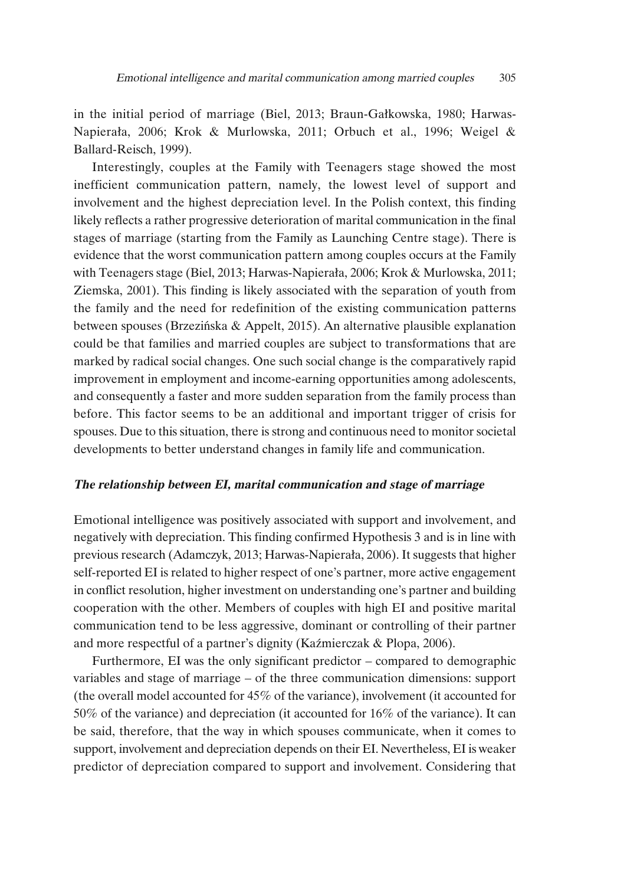in the initial period of marriage (Biel, 2013; Braun-Gałkowska, 1980; Harwas-Napierała, 2006; Krok & Murlowska, 2011; Orbuch et al., 1996; Weigel & Ballard-Reisch, 1999).

Interestingly, couples at the Family with Teenagers stage showed the most inefficient communication pattern, namely, the lowest level of support and involvement and the highest depreciation level. In the Polish context, this finding likely reflects a rather progressive deterioration of marital communication in the final stages of marriage (starting from the Family as Launching Centre stage). There is evidence that the worst communication pattern among couples occurs at the Family with Teenagers stage (Biel, 2013; Harwas-Napierała, 2006; Krok & Murlowska, 2011; Ziemska, 2001). This finding is likely associated with the separation of youth from the family and the need for redefinition of the existing communication patterns between spouses (Brzezińska & Appelt, 2015). An alternative plausible explanation could be that families and married couples are subject to transformations that are marked by radical social changes. One such social change is the comparatively rapid improvement in employment and income-earning opportunities among adolescents, and consequently a faster and more sudden separation from the family process than before. This factor seems to be an additional and important trigger of crisis for spouses. Due to this situation, there is strong and continuous need to monitor societal developments to better understand changes in family life and communication.

### *The relationship between EI, marital communication and stage of marriage*

Emotional intelligence was positively associated with support and involvement, and negatively with depreciation. This finding confirmed Hypothesis 3 and is in line with previous research (Adamczyk, 2013; Harwas-Napierała, 2006). It suggests that higher self-reported EI is related to higher respect of one's partner, more active engagement in conflict resolution, higher investment on understanding one's partner and building cooperation with the other. Members of couples with high EI and positive marital communication tend to be less aggressive, dominant or controlling of their partner and more respectful of a partner's dignity (Kaźmierczak & Plopa, 2006).

Furthermore, EI was the only significant predictor – compared to demographic variables and stage of marriage – of the three communication dimensions: support (the overall model accounted for 45% of the variance), involvement (it accounted for 50% of the variance) and depreciation (it accounted for 16% of the variance). It can be said, therefore, that the way in which spouses communicate, when it comes to support, involvement and depreciation depends on their EI. Nevertheless, EI is weaker predictor of depreciation compared to support and involvement. Considering that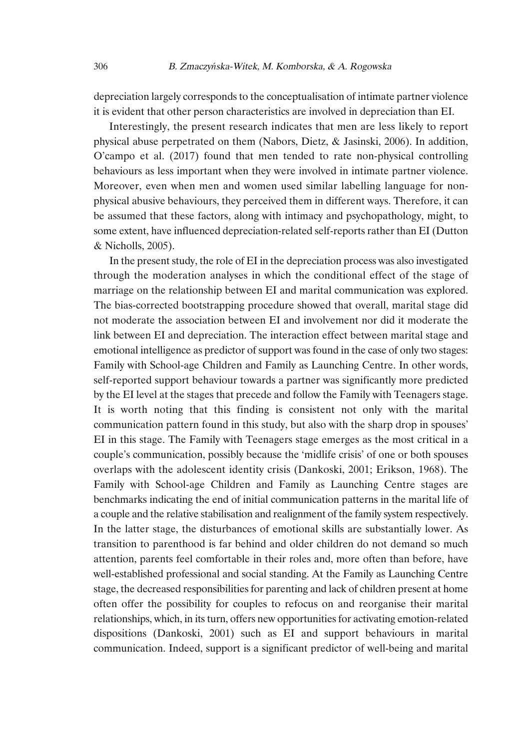depreciation largely corresponds to the conceptualisation of intimate partner violence it is evident that other person characteristics are involved in depreciation than EI.

Interestingly, the present research indicates that men are less likely to report physical abuse perpetrated on them (Nabors, Dietz, & Jasinski, 2006). In addition, O'campo et al. (2017) found that men tended to rate non-physical controlling behaviours as less important when they were involved in intimate partner violence. Moreover, even when men and women used similar labelling language for non-physical abusive behaviours, they perceived them in different ways. Therefore, it can be assumed that these factors, along with intimacy and psychopathology, might, to some extent, have influenced depreciation-related self-reports rather than EI (Dutton & Nicholls, 2005).

In the present study, the role of EI in the depreciation process was also investigated through the moderation analyses in which the conditional effect of the stage of marriage on the relationship between EI and marital communication was explored. The bias-corrected bootstrapping procedure showed that overall, marital stage did not moderate the association between EI and involvement nor did it moderate the link between EI and depreciation. The interaction effect between marital stage and emotional intelligence as predictor of support was found in the case of only two stages: Family with School-age Children and Family as Launching Centre. In other words, self-reported support behaviour towards a partner was significantly more predicted by the EI level at the stages that precede and follow the Family with Teenagers stage. It is worth noting that this finding is consistent not only with the marital communication pattern found in this study, but also with the sharp drop in spouses' EI in this stage. The Family with Teenagers stage emerges as the most critical in a couple's communication, possibly because the 'midlife crisis' of one or both spouses overlaps with the adolescent identity crisis (Dankoski, 2001; Erikson, 1968). The Family with School-age Children and Family as Launching Centre stages are benchmarks indicating the end of initial communication patterns in the marital life of a couple and the relative stabilisation and realignment of the family system respectively. In the latter stage, the disturbances of emotional skills are substantially lower. As transition to parenthood is far behind and older children do not demand so much attention, parents feel comfortable in their roles and, more often than before, have well-established professional and social standing. At the Family as Launching Centre stage, the decreased responsibilities for parenting and lack of children present at home often offer the possibility for couples to refocus on and reorganise their marital relationships, which, in its turn, offers new opportunities for activating emotion-related dispositions (Dankoski, 2001) such as EI and support behaviours in marital communication. Indeed, support is a significant predictor of well-being and marital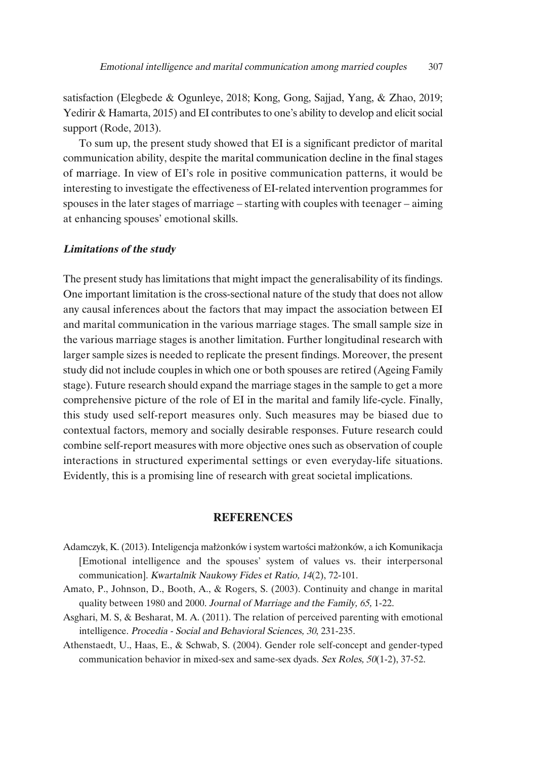satisfaction (Elegbede & Ogunleye, 2018; Kong, Gong, Sajjad, Yang, & Zhao, 2019; Yedirir & Hamarta, 2015) and EI contributes to one's ability to develop and elicit social support (Rode, 2013).

To sum up, the present study showed that EI is a significant predictor of marital communication ability, despite the marital communication decline in the final stages of marriage. In view of EI's role in positive communication patterns, it would be interesting to investigate the effectiveness of EI-related intervention programmes for spouses in the later stages of marriage – starting with couples with teenager – aiming at enhancing spouses' emotional skills.

### *Limitations of the study*

The present study has limitations that might impact the generalisability of its findings. One important limitation is the cross-sectional nature of the study that does not allow any causal inferences about the factors that may impact the association between EI and marital communication in the various marriage stages. The small sample size in the various marriage stages is another limitation. Further longitudinal research with larger sample sizes is needed to replicate the present findings. Moreover, the present study did not include couples in which one or both spouses are retired (Ageing Family stage). Future research should expand the marriage stages in the sample to get a more comprehensive picture of the role of EI in the marital and family life-cycle. Finally, this study used self-report measures only. Such measures may be biased due to contextual factors, memory and socially desirable responses. Future research could combine self-report measures with more objective ones such as observation of couple interactions in structured experimental settings or even everyday-life situations. Evidently, this is a promising line of research with great societal implications.

## REFERENCES

Adamczyk, K. (2013). Inteligencja małżonków i system wartości małżonków, a ich Komunikacja [Emotional intelligence and the spouses' system of values vs. their interpersonal communication]. *Kwartalnik Naukowy Fides et Ratio, 14*(2), 72-101.

Amato, P., Johnson, D., Booth, A., & Rogers, S. (2003). Continuity and change in marital quality between 1980 and 2000. *Journal of Marriage and the Family, 65,* 1-22.

Asghari, M. S, & Besharat, M. A. (2011). The relation of perceived parenting with emotional intelligence. *Procedia - Social and Behavioral Sciences, 30*, 231-235.

Athenstaedt, U., Haas, E., & Schwab, S. (2004). Gender role self-concept and gender-typed communication behavior in mixed-sex and same-sex dyads. *Sex Roles, 50*(1-2), 37-52.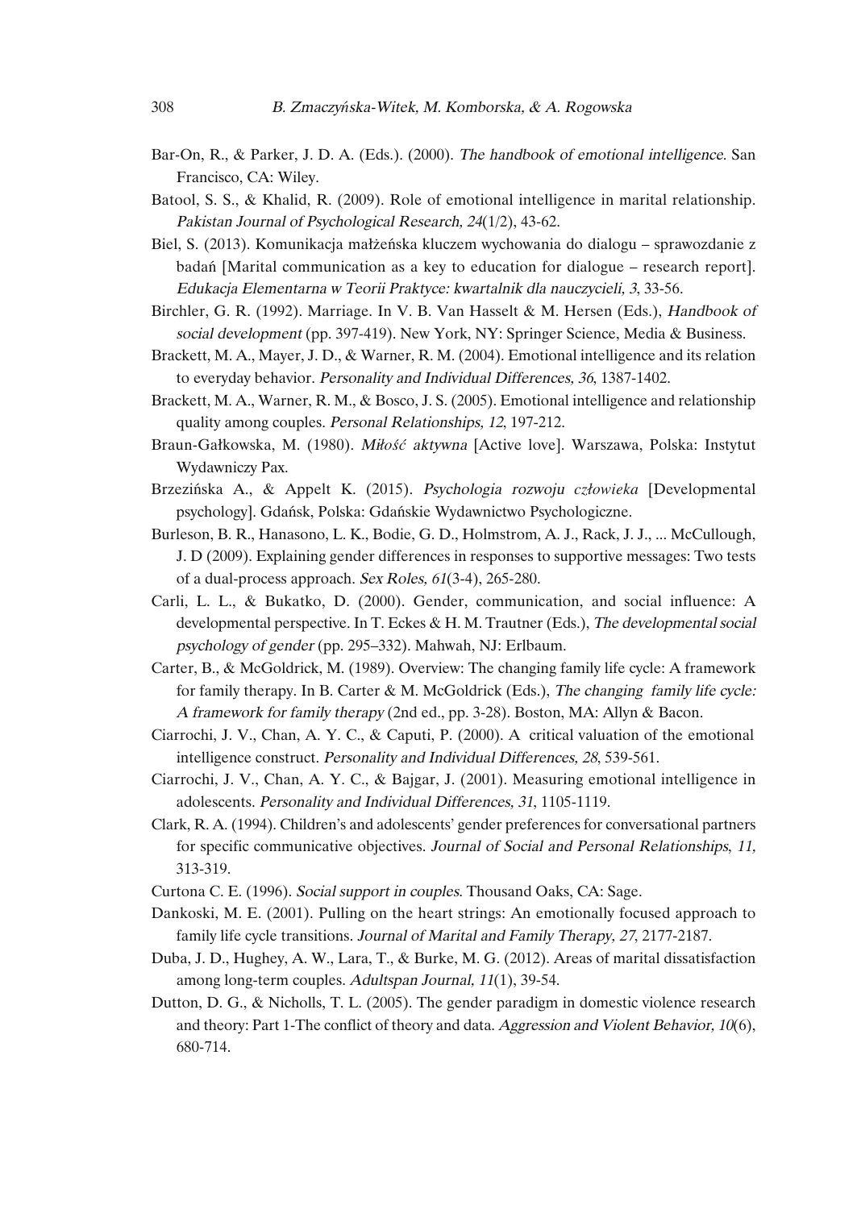Bar-On, R., & Parker, J. D. A. (Eds.). (2000). *The handbook of emotional intelligence*. San Francisco, CA: Wiley.

Batool, S. S., & Khalid, R. (2009). Role of emotional intelligence in marital relationship. *Pakistan Journal of Psychological Research, 24*(1/2), 43-62.

Biel, S. (2013). Komunikacja małżeńska kluczem wychowania do dialogu – sprawozdanie z badań [Marital communication as a key to education for dialogue – research report]. *Edukacja Elementarna w Teorii Praktyce: kwartalnik dla nauczycieli, 3*, 33-56.

Birchler, G. R. (1992). Marriage. In V. B. Van Hasselt & M. Hersen (Eds.), *Handbook of social development* (pp. 397-419). New York, NY: Springer Science, Media & Business.

Brackett, M. A., Mayer, J. D., & Warner, R. M. (2004). Emotional intelligence and its relation to everyday behavior. *Personality and Individual Differences, 36*, 1387-1402.

Brackett, M. A., Warner, R. M., & Bosco, J. S. (2005). Emotional intelligence and relationship quality among couples. *Personal Relationships, 12*, 197-212.

Braun-Gałkowska, M. (1980). *Miłość aktywna* [Active love]. Warszawa, Polska: Instytut Wydawniczy Pax.

Brzezińska A., & Appelt K. (2015). *Psychologia rozwoju człowieka* [Developmental psychology]. Gdańsk, Polska: Gdańskie Wydawnictwo Psychologiczne.

Burleson, B. R., Hanasono, L. K., Bodie, G. D., Holmstrom, A. J., Rack, J. J., ... McCullough, J. D (2009). Explaining gender differences in responses to supportive messages: Two tests of a dual-process approach. *Sex Roles, 61*(3-4), 265-280.

Carli, L. L., & Bukatko, D. (2000). Gender, communication, and social influence: A developmental perspective. In T. Eckes & H. M. Trautner (Eds.), *The developmental social psychology of gender* (pp. 295–332). Mahwah, NJ: Erlbaum.

Carter, B., & McGoldrick, M. (1989). Overview: The changing family life cycle: A framework for family therapy. In B. Carter & M. McGoldrick (Eds.), *The changing family life cycle: A framework for family therapy* (2nd ed., pp. 3-28). Boston, MA: Allyn & Bacon.

Ciarrochi, J. V., Chan, A. Y. C., & Caputi, P. (2000). A critical valuation of the emotional intelligence construct. *Personality and Individual Differences, 28*, 539-561.

Ciarrochi, J. V., Chan, A. Y. C., & Bajgar, J. (2001). Measuring emotional intelligence in adolescents. *Personality and Individual Differences, 31*, 1105-1119.

Clark, R. A. (1994). Children's and adolescents' gender preferences for conversational partners for specific communicative objectives. *Journal of Social and Personal Relationships*, *11*, 313-319.

Curtona C. E. (1996). *Social support in couples*. Thousand Oaks, CA: Sage.

Dankoski, M. E. (2001). Pulling on the heart strings: An emotionally focused approach to family life cycle transitions. *Journal of Marital and Family Therapy, 27*, 2177-2187.

Duba, J. D., Hughey, A. W., Lara, T., & Burke, M. G. (2012). Areas of marital dissatisfaction among long-term couples. *Adultspan Journal, 11*(1), 39-54.

Dutton, D. G., & Nicholls, T. L. (2005). The gender paradigm in domestic violence research and theory: Part 1-The conflict of theory and data. *Aggression and Violent Behavior, 10*(6), 680-714.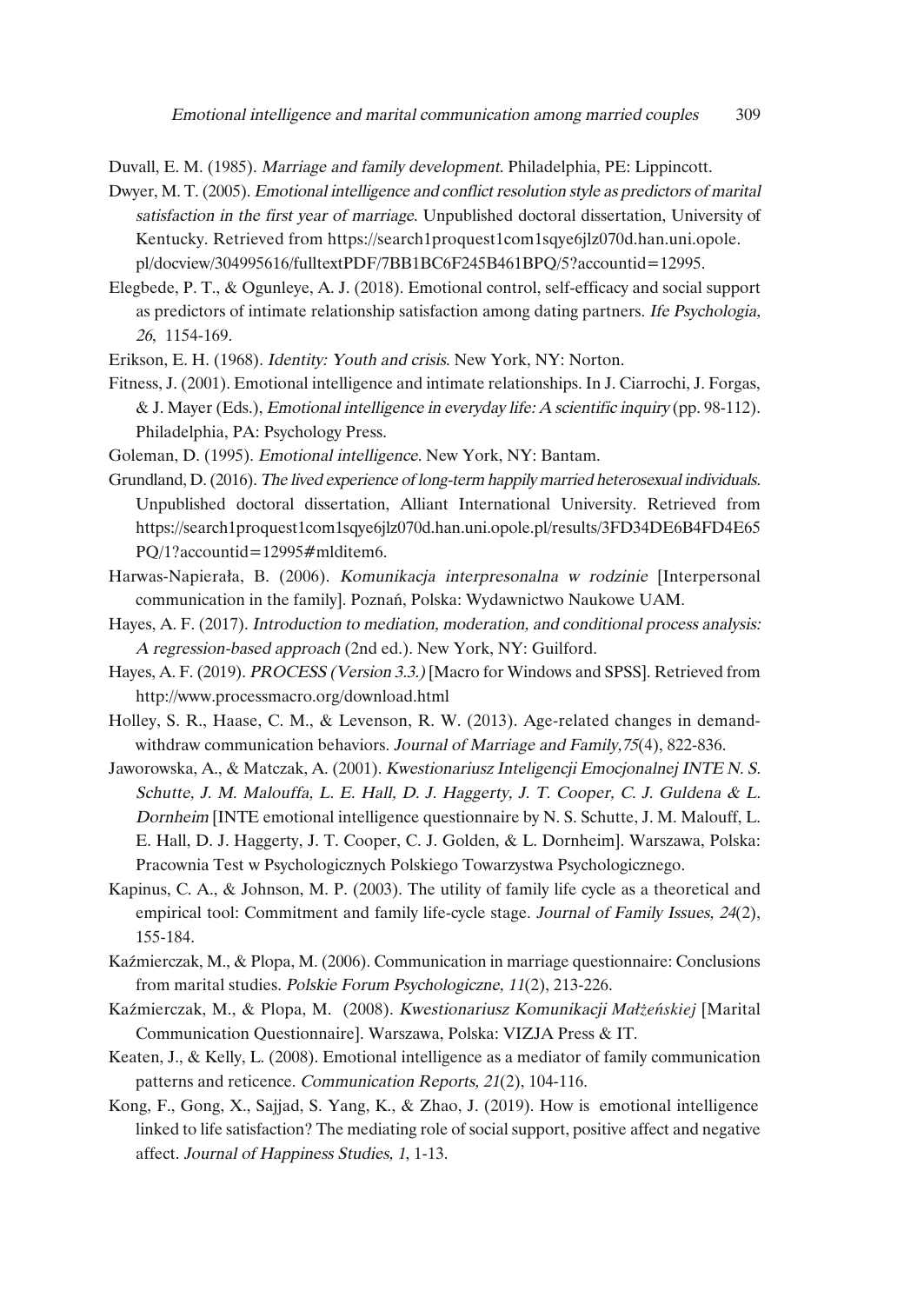Duvall, E. M. (1985). *Marriage and family development*. Philadelphia, PE: Lippincott.

Dwyer, M. T. (2005). *Emotional intelligence and conflict resolution style as predictors of marital satisfaction in the first year of marriage*. Unpublished doctoral dissertation, University of Kentucky. Retrieved from https://search1proquest1com1sqye6jlz070d.han.uni.opole.pl/docview/304995616/fulltextPDF/7BB1BC6F245B461BPQ/5?accountid=12995.

Elegbede, P. T., & Ogunleye, A. J. (2018). Emotional control, self-efficacy and social support as predictors of intimate relationship satisfaction among dating partners. *Ife Psychologia, 26*, 1154-169.

Erikson, E. H. (1968). *Identity: Youth and crisis*. New York, NY: Norton.

Fitness, J. (2001). Emotional intelligence and intimate relationships. In J. Ciarrochi, J. Forgas, & J. Mayer (Eds.), *Emotional intelligence in everyday life: A scientific inquiry* (pp. 98-112). Philadelphia, PA: Psychology Press.

Goleman, D. (1995). *Emotional intelligence*. New York, NY: Bantam.

Grundland, D. (2016). *The lived experience of long-term happily married heterosexual individuals*. Unpublished doctoral dissertation, Alliant International University. Retrieved from https://search1proquest1com1sqye6jlz070d.han.uni.opole.pl/results/3FD34DE6B4FD4E65PQ/1?accountid=12995#mlditem6.

Harwas-Napierała, B. (2006). *Komunikacja interpresonalna w rodzinie* [Interpersonal communication in the family]. Poznań, Polska: Wydawnictwo Naukowe UAM.

Hayes, A. F. (2017). *Introduction to mediation, moderation, and conditional process analysis: A regression-based approach* (2nd ed.). New York, NY: Guilford.

Hayes, A. F. (2019). *PROCESS (Version 3.3.)* [Macro for Windows and SPSS]. Retrieved from http://www.processmacro.org/download.html

Holley, S. R., Haase, C. M., & Levenson, R. W. (2013). Age-related changes in demand-withdraw communication behaviors. *Journal of Marriage and Family,75*(4), 822-836.

Jaworowska, A., & Matczak, A. (2001). *Kwestionariusz Inteligencji Emocjonalnej INTE N. S. Schutte, J. M. Malouffa, L. E. Hall, D. J. Haggerty, J. T. Cooper, C. J. Guldena & L. Dornheim* [INTE emotional intelligence questionnaire by N. S. Schutte, J. M. Malouff, L. E. Hall, D. J. Haggerty, J. T. Cooper, C. J. Golden, & L. Dornheim]. Warszawa, Polska: Pracownia Test w Psychologicznych Polskiego Towarzystwa Psychologicznego.

Kapinus, C. A., & Johnson, M. P. (2003). The utility of family life cycle as a theoretical and empirical tool: Commitment and family life-cycle stage. *Journal of Family Issues, 24*(2), 155-184.

Kaźmierczak, M., & Plopa, M. (2006). Communication in marriage questionnaire: Conclusions from marital studies. *Polskie Forum Psychologiczne, 11*(2), 213-226.

Kaźmierczak, M., & Plopa, M. (2008). *Kwestionariusz Komunikacji Małżeńskiej* [Marital Communication Questionnaire]. Warszawa, Polska: VIZJA Press & IT.

Keaten, J., & Kelly, L. (2008). Emotional intelligence as a mediator of family communication patterns and reticence. *Communication Reports, 21*(2), 104-116.

Kong, F., Gong, X., Sajjad, S. Yang, K., & Zhao, J. (2019). How is emotional intelligence linked to life satisfaction? The mediating role of social support, positive affect and negative affect. *Journal of Happiness Studies, 1*, 1-13.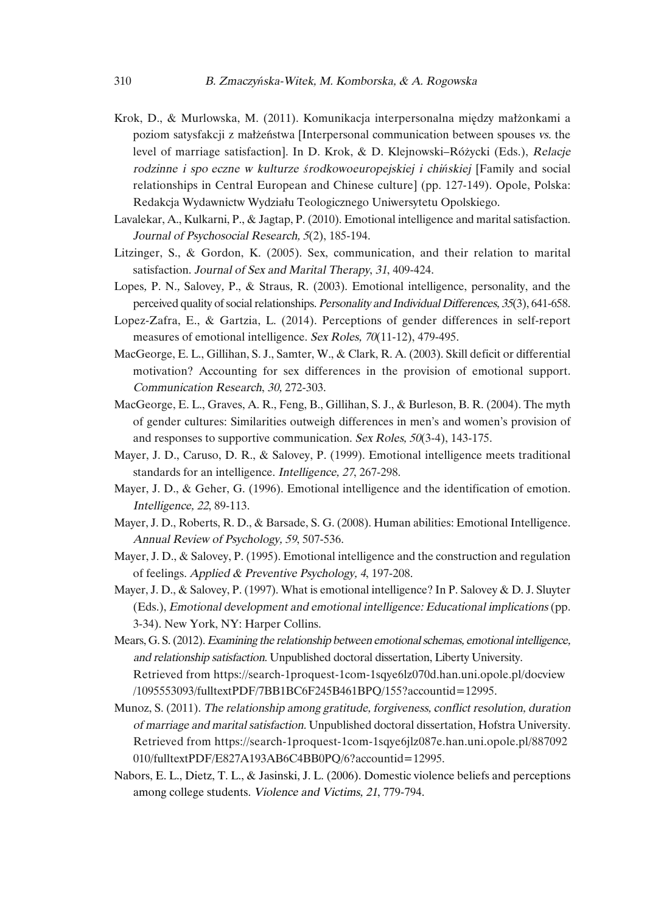Krok, D., & Murlowska, M. (2011). Komunikacja interpersonalna między małżonkami a poziom satysfakcji z małżeństwa [Interpersonal communication between spouses *vs.* the level of marriage satisfaction]. In D. Krok, & D. Klejnowski–Różycki (Eds.), *Relacje rodzinne i spo eczne w kulturze środkowoeuropejskiej i chińskiej* [Family and social relationships in Central European and Chinese culture] (pp. 127-149). Opole, Polska: Redakcja Wydawnictw Wydziału Teologicznego Uniwersytetu Opolskiego.

Lavalekar, A., Kulkarni, P., & Jagtap, P. (2010). Emotional intelligence and marital satisfaction. *Journal of Psychosocial Research, 5*(2), 185-194.

Litzinger, S., & Gordon, K. (2005). Sex, communication, and their relation to marital satisfaction. *Journal of Sex and Marital Therapy*, *31*, 409-424.

Lopes, P. N., Salovey, P., & Straus, R. (2003). Emotional intelligence, personality, and the perceived quality of social relationships. *Personality and Individual Differences, 35*(3), 641-658.

Lopez-Zafra, E., & Gartzia, L. (2014). Perceptions of gender differences in self-report measures of emotional intelligence. *Sex Roles, 70*(11-12), 479-495.

MacGeorge, E. L., Gillihan, S. J., Samter, W., & Clark, R. A. (2003). Skill deficit or differential motivation? Accounting for sex differences in the provision of emotional support. *Communication Research*, *30,* 272-303.

MacGeorge, E. L., Graves, A. R., Feng, B., Gillihan, S. J., & Burleson, B. R. (2004). The myth of gender cultures: Similarities outweigh differences in men's and women's provision of and responses to supportive communication. *Sex Roles, 50*(3-4), 143-175.

Mayer, J. D., Caruso, D. R., & Salovey, P. (1999). Emotional intelligence meets traditional standards for an intelligence. *Intelligence, 27*, 267-298.

Mayer, J. D., & Geher, G. (1996). Emotional intelligence and the identification of emotion. *Intelligence, 22*, 89-113.

Mayer, J. D., Roberts, R. D., & Barsade, S. G. (2008). Human abilities: Emotional Intelligence. *Annual Review of Psychology, 59*, 507-536.

Mayer, J. D., & Salovey, P. (1995). Emotional intelligence and the construction and regulation of feelings. *Applied & Preventive Psychology, 4*, 197-208.

Mayer, J. D., & Salovey, P. (1997). What is emotional intelligence? In P. Salovey & D. J. Sluyter (Eds.), *Emotional development and emotional intelligence: Educational implications* (pp. 3-34). New York, NY: Harper Collins.

Mears, G. S. (2012). *Examining the relationship between emotional schemas, emotional intelligence, and relationship satisfaction.* Unpublished doctoral dissertation, Liberty University. Retrieved from https://search-1proquest-1com-1sqye6lz070d.han.uni.opole.pl/docview/1095553093/fulltextPDF/7BB1BC6F245B461BPQ/155?accountid=12995.

Munoz, S. (2011). *The relationship among gratitude, forgiveness, conflict resolution, duration of marriage and marital satisfaction.* Unpublished doctoral dissertation, Hofstra University. Retrieved from https://search-1proquest-1com-1sqye6jlz087e.han.uni.opole.pl/887092010/fulltextPDF/E827A193AB6C4BB0PQ/6?accountid=12995.

Nabors, E. L., Dietz, T. L., & Jasinski, J. L. (2006). Domestic violence beliefs and perceptions among college students. *Violence and Victims, 21*, 779-794.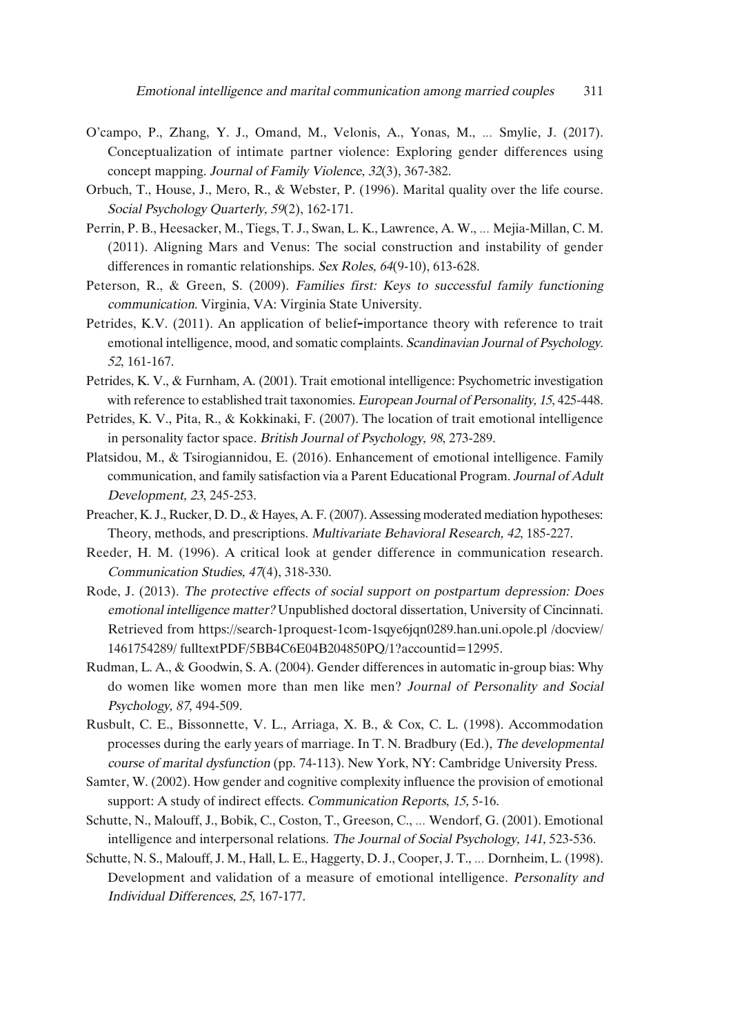O'campo, P., Zhang, Y. J., Omand, M., Velonis, A., Yonas, M., ... Smylie, J. (2017). Conceptualization of intimate partner violence: Exploring gender differences using concept mapping. *Journal of Family Violence, 32*(3), 367-382.

Orbuch, T., House, J., Mero, R., & Webster, P. (1996). Marital quality over the life course. *Social Psychology Quarterly, 59*(2), 162-171.

Perrin, P. B., Heesacker, M., Tiegs, T. J., Swan, L. K., Lawrence, A. W., ... Mejia-Millan, C. M. (2011). Aligning Mars and Venus: The social construction and instability of gender differences in romantic relationships. *Sex Roles, 64*(9-10), 613-628.

Peterson, R., & Green, S. (2009). *Families first: Keys to successful family functioning communication.* Virginia, VA: Virginia State University.

Petrides, K.V. (2011). An application of belief-importance theory with reference to trait emotional intelligence, mood, and somatic complaints. *Scandinavian Journal of Psychology. 52*, 161-167.

Petrides, K. V., & Furnham, A. (2001). Trait emotional intelligence: Psychometric investigation with reference to established trait taxonomies. *European Journal of Personality, 15*, 425-448.

Petrides, K. V., Pita, R., & Kokkinaki, F. (2007). The location of trait emotional intelligence in personality factor space. *British Journal of Psychology, 98*, 273-289.

Platsidou, M., & Tsirogiannidou, E. (2016). Enhancement of emotional intelligence. Family communication, and family satisfaction via a Parent Educational Program. *Journal of Adult Development, 23*, 245-253.

Preacher, K. J., Rucker, D. D., & Hayes, A. F. (2007). Assessing moderated mediation hypotheses: Theory, methods, and prescriptions. *Multivariate Behavioral Research, 42*, 185-227.

Reeder, H. M. (1996). A critical look at gender difference in communication research. *Communication Studies, 47*(4), 318-330.

Rode, J. (2013). *The protective effects of social support on postpartum depression: Does emotional intelligence matter?* Unpublished doctoral dissertation, University of Cincinnati. Retrieved from https://search-1proquest-1com-1sqye6jqn0289.han.uni.opole.pl /docview/ 1461754289/ fulltextPDF/5BB4C6E04B204850PQ/1?accountid=12995.

Rudman, L. A., & Goodwin, S. A. (2004). Gender differences in automatic in-group bias: Why do women like women more than men like men? *Journal of Personality and Social Psychology, 87*, 494-509.

Rusbult, C. E., Bissonnette, V. L., Arriaga, X. B., & Cox, C. L. (1998). Accommodation processes during the early years of marriage. In T. N. Bradbury (Ed.), *The developmental course of marital dysfunction* (pp. 74-113). New York, NY: Cambridge University Press.

Samter, W. (2002). How gender and cognitive complexity influence the provision of emotional support: A study of indirect effects. *Communication Reports, 15*, 5-16.

Schutte, N., Malouff, J., Bobik, C., Coston, T., Greeson, C., ... Wendorf, G. (2001). Emotional intelligence and interpersonal relations. *The Journal of Social Psychology, 141*, 523-536.

Schutte, N. S., Malouff, J. M., Hall, L. E., Haggerty, D. J., Cooper, J. T., ... Dornheim, L. (1998). Development and validation of a measure of emotional intelligence. *Personality and Individual Differences, 25*, 167-177.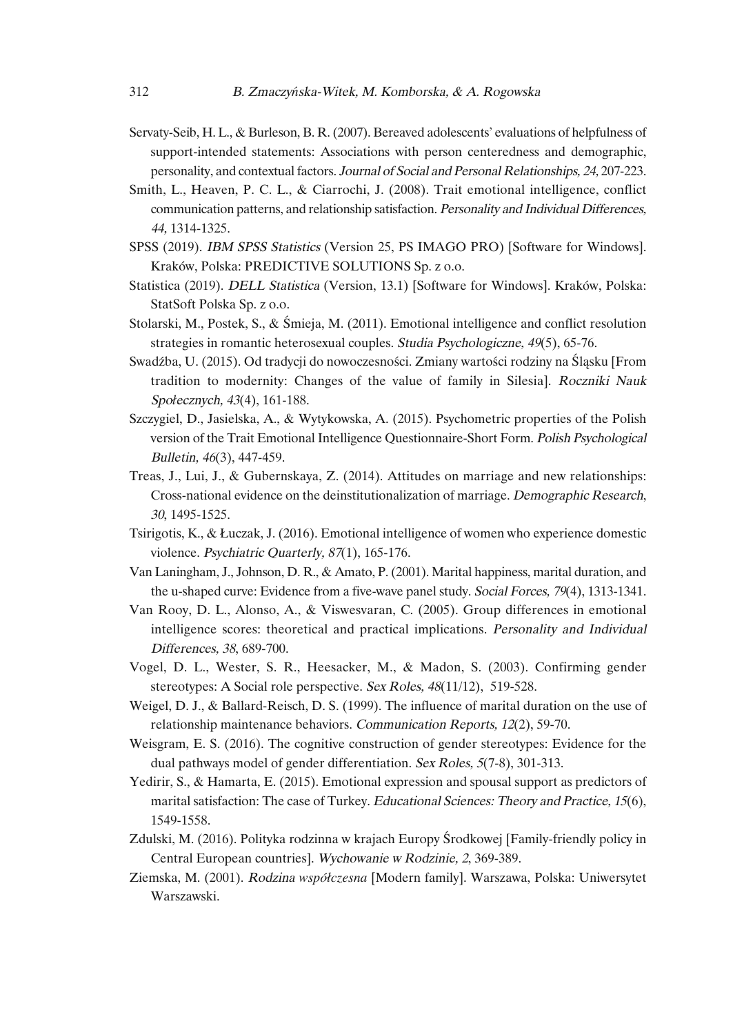Servaty-Seib, H. L., & Burleson, B. R. (2007). Bereaved adolescents' evaluations of helpfulness of support-intended statements: Associations with person centeredness and demographic, personality, and contextual factors. *Journal of Social and Personal Relationships, 24,* 207-223.

Smith, L., Heaven, P. C. L., & Ciarrochi, J. (2008). Trait emotional intelligence, conflict communication patterns, and relationship satisfaction. *Personality and Individual Differences, 44,* 1314-1325.

SPSS (2019). *IBM SPSS Statistics* (Version 25, PS IMAGO PRO) [Software for Windows]. Kraków, Polska: PREDICTIVE SOLUTIONS Sp. z o.o.

Statistica (2019). *DELL Statistica* (Version, 13.1) [Software for Windows]. Kraków, Polska: StatSoft Polska Sp. z o.o.

Stolarski, M., Postek, S., & Śmieja, M. (2011). Emotional intelligence and conflict resolution strategies in romantic heterosexual couples. *Studia Psychologiczne, 49*(5), 65-76.

Swadźba, U. (2015). Od tradycji do nowoczesności. Zmiany wartości rodziny na Śląsku [From tradition to modernity: Changes of the value of family in Silesia]. *Roczniki Nauk Społecznych, 43*(4), 161-188.

Szczygiel, D., Jasielska, A., & Wytykowska, A. (2015). Psychometric properties of the Polish version of the Trait Emotional Intelligence Questionnaire-Short Form. *Polish Psychological Bulletin, 46*(3), 447-459.

Treas, J., Lui, J., & Gubernskaya, Z. (2014). Attitudes on marriage and new relationships: Cross-national evidence on the deinstitutionalization of marriage. *Demographic Research*, *30*, 1495-1525.

Tsirigotis, K., & Łuczak, J. (2016). Emotional intelligence of women who experience domestic violence. *Psychiatric Quarterly, 87*(1), 165-176.

Van Laningham, J., Johnson, D. R., & Amato, P. (2001). Marital happiness, marital duration, and the u-shaped curve: Evidence from a five-wave panel study. *Social Forces, 79*(4), 1313-1341.

Van Rooy, D. L., Alonso, A., & Viswesvaran, C. (2005). Group differences in emotional intelligence scores: theoretical and practical implications. *Personality and Individual Differences, 38*, 689-700.

Vogel, D. L., Wester, S. R., Heesacker, M., & Madon, S. (2003). Confirming gender stereotypes: A Social role perspective. *Sex Roles, 48*(11/12), 519-528.

Weigel, D. J., & Ballard-Reisch, D. S. (1999). The influence of marital duration on the use of relationship maintenance behaviors. *Communication Reports, 12*(2), 59-70.

Weisgram, E. S. (2016). The cognitive construction of gender stereotypes: Evidence for the dual pathways model of gender differentiation. *Sex Roles, 5*(7-8), 301-313.

Yedirir, S., & Hamarta, E. (2015). Emotional expression and spousal support as predictors of marital satisfaction: The case of Turkey. *Educational Sciences: Theory and Practice, 15*(6), 1549-1558.

Zdulski, M. (2016). Polityka rodzinna w krajach Europy Środkowej [Family-friendly policy in Central European countries]. *Wychowanie w Rodzinie, 2*, 369-389.

Ziemska, M. (2001). *Rodzina współczesna* [Modern family]. Warszawa, Polska: Uniwersytet Warszawski.